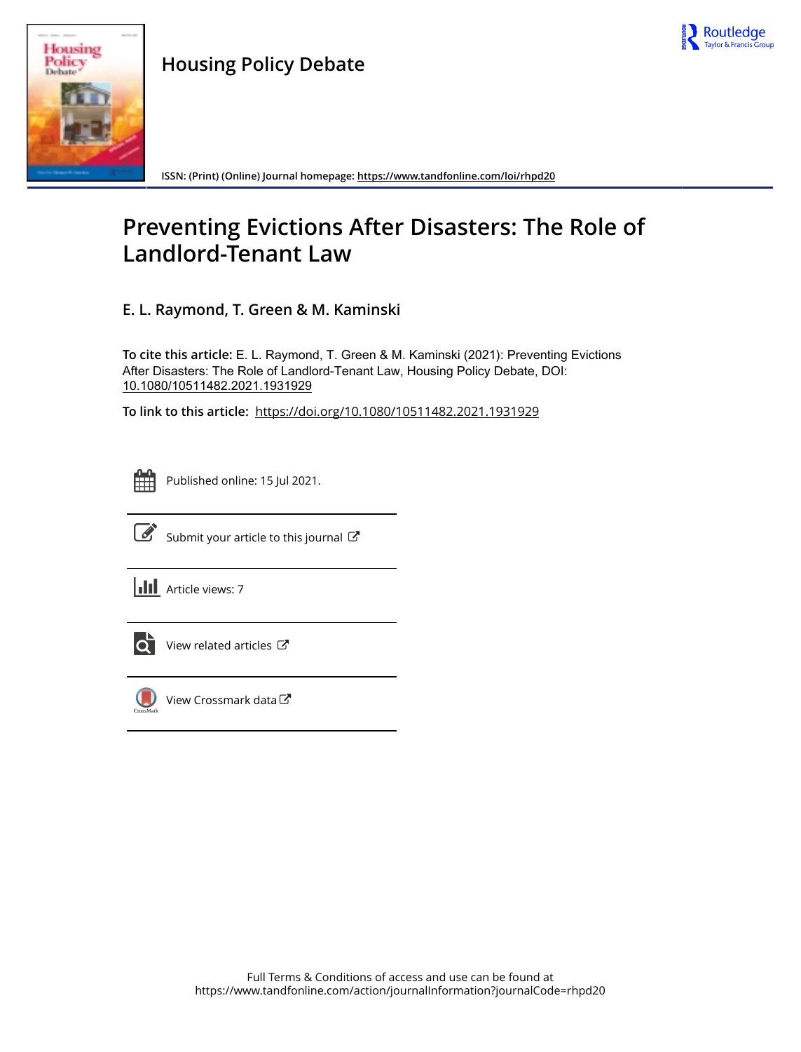# Housing Policy Debate

ISSN: (Print) (Online) Journal homepage: https://www.tandfonline.com/loi/rhpd20

# Preventing Evictions After Disasters: The Role of Landlord-Tenant Law

**E. L. Raymond, T. Green & M. Kaminski**

**To cite this article:** E. L. Raymond, T. Green & M. Kaminski (2021): Preventing Evictions After Disasters: The Role of Landlord-Tenant Law, Housing Policy Debate, DOI: 10.1080/10511482.2021.1931929

**To link to this article:** https://doi.org/10.1080/10511482.2021.1931929

Published online: 15 Jul 2021.

Submit your article to this journal

Article views: 7

View related articles

View Crossmark data

Full Terms & Conditions of access and use can be found at https://www.tandfonline.com/action/journalInformation?journalCode=rhpd20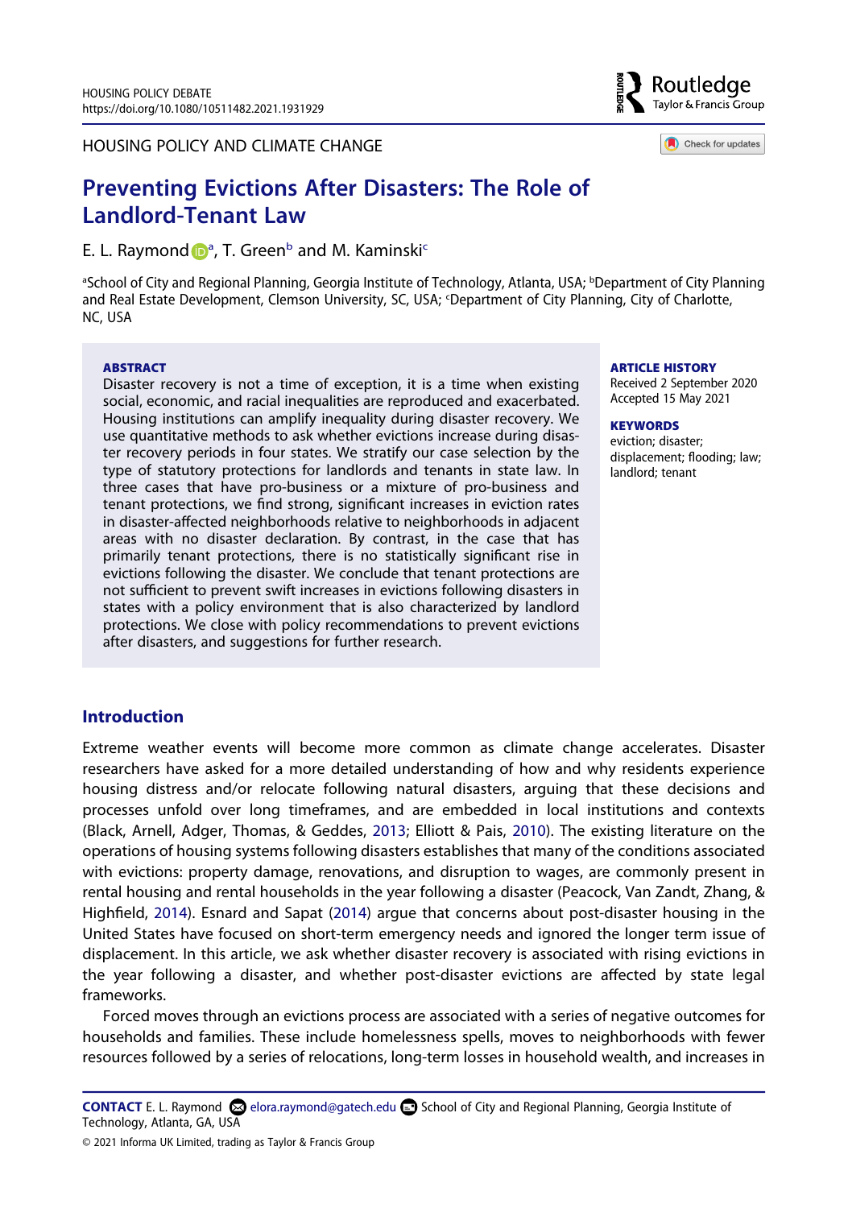# Preventing Evictions After Disasters: The Role of Landlord-Tenant Law

E. L. Raymond[a], T. Green[b] and M. Kaminski[c]

[a]School of City and Regional Planning, Georgia Institute of Technology, Atlanta, USA; [b]Department of City Planning and Real Estate Development, Clemson University, SC, USA; [c]Department of City Planning, City of Charlotte, NC, USA

**ABSTRACT**

Disaster recovery is not a time of exception, it is a time when existing social, economic, and racial inequalities are reproduced and exacerbated. Housing institutions can amplify inequality during disaster recovery. We use quantitative methods to ask whether evictions increase during disaster recovery periods in four states. We stratify our case selection by the type of statutory protections for landlords and tenants in state law. In three cases that have pro-business or a mixture of pro-business and tenant protections, we find strong, significant increases in eviction rates in disaster-affected neighborhoods relative to neighborhoods in adjacent areas with no disaster declaration. By contrast, in the case that has primarily tenant protections, there is no statistically significant rise in evictions following the disaster. We conclude that tenant protections are not sufficient to prevent swift increases in evictions following disasters in states with a policy environment that is also characterized by landlord protections. We close with policy recommendations to prevent evictions after disasters, and suggestions for further research.

**ARTICLE HISTORY**
Received 2 September 2020
Accepted 15 May 2021

**KEYWORDS**
eviction; disaster; displacement; flooding; law; landlord; tenant

## Introduction

Extreme weather events will become more common as climate change accelerates. Disaster researchers have asked for a more detailed understanding of how and why residents experience housing distress and/or relocate following natural disasters, arguing that these decisions and processes unfold over long timeframes, and are embedded in local institutions and contexts (Black, Arnell, Adger, Thomas, & Geddes, 2013; Elliott & Pais, 2010). The existing literature on the operations of housing systems following disasters establishes that many of the conditions associated with evictions: property damage, renovations, and disruption to wages, are commonly present in rental housing and rental households in the year following a disaster (Peacock, Van Zandt, Zhang, & Highfield, 2014). Esnard and Sapat (2014) argue that concerns about post-disaster housing in the United States have focused on short-term emergency needs and ignored the longer term issue of displacement. In this article, we ask whether disaster recovery is associated with rising evictions in the year following a disaster, and whether post-disaster evictions are affected by state legal frameworks.

Forced moves through an evictions process are associated with a series of negative outcomes for households and families. These include homelessness spells, moves to neighborhoods with fewer resources followed by a series of relocations, long-term losses in household wealth, and increases in

**CONTACT** E. L. Raymond elora.raymond@gatech.edu School of City and Regional Planning, Georgia Institute of Technology, Atlanta, GA, USA

© 2021 Informa UK Limited, trading as Taylor & Francis Group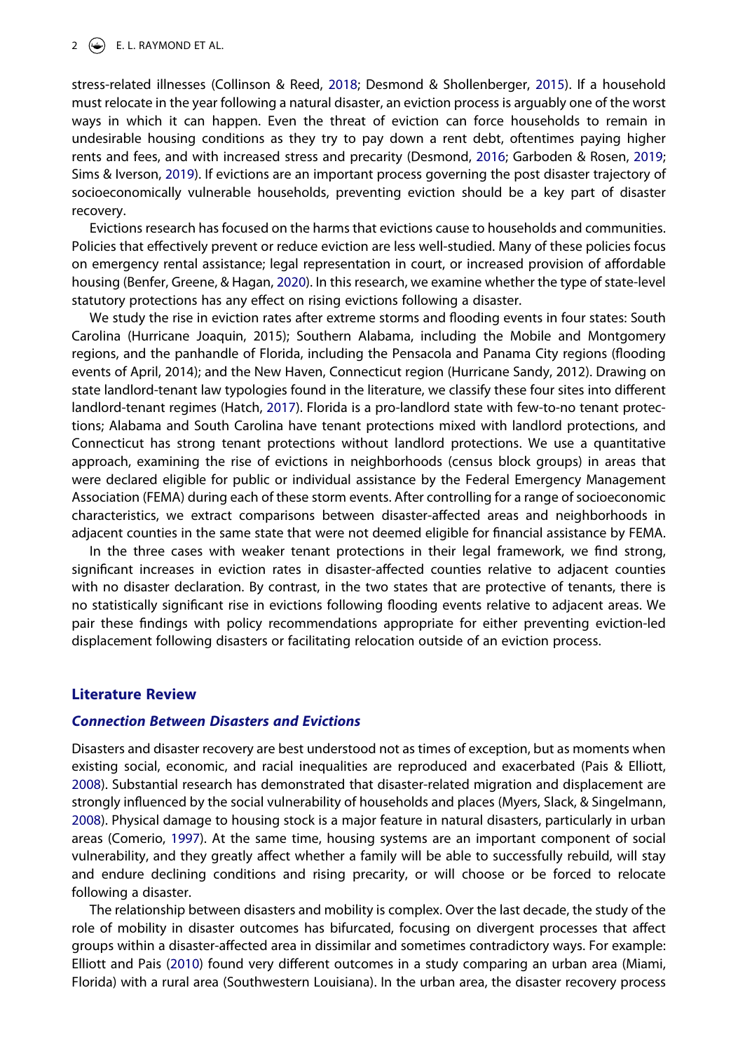stress-related illnesses (Collinson & Reed, 2018; Desmond & Shollenberger, 2015). If a household must relocate in the year following a natural disaster, an eviction process is arguably one of the worst ways in which it can happen. Even the threat of eviction can force households to remain in undesirable housing conditions as they try to pay down a rent debt, oftentimes paying higher rents and fees, and with increased stress and precarity (Desmond, 2016; Garboden & Rosen, 2019; Sims & Iverson, 2019). If evictions are an important process governing the post disaster trajectory of socioeconomically vulnerable households, preventing eviction should be a key part of disaster recovery.

Evictions research has focused on the harms that evictions cause to households and communities. Policies that effectively prevent or reduce eviction are less well-studied. Many of these policies focus on emergency rental assistance; legal representation in court, or increased provision of affordable housing (Benfer, Greene, & Hagan, 2020). In this research, we examine whether the type of state-level statutory protections has any effect on rising evictions following a disaster.

We study the rise in eviction rates after extreme storms and flooding events in four states: South Carolina (Hurricane Joaquin, 2015); Southern Alabama, including the Mobile and Montgomery regions, and the panhandle of Florida, including the Pensacola and Panama City regions (flooding events of April, 2014); and the New Haven, Connecticut region (Hurricane Sandy, 2012). Drawing on state landlord-tenant law typologies found in the literature, we classify these four sites into different landlord-tenant regimes (Hatch, 2017). Florida is a pro-landlord state with few-to-no tenant protections; Alabama and South Carolina have tenant protections mixed with landlord protections, and Connecticut has strong tenant protections without landlord protections. We use a quantitative approach, examining the rise of evictions in neighborhoods (census block groups) in areas that were declared eligible for public or individual assistance by the Federal Emergency Management Association (FEMA) during each of these storm events. After controlling for a range of socioeconomic characteristics, we extract comparisons between disaster-affected areas and neighborhoods in adjacent counties in the same state that were not deemed eligible for financial assistance by FEMA.

In the three cases with weaker tenant protections in their legal framework, we find strong, significant increases in eviction rates in disaster-affected counties relative to adjacent counties with no disaster declaration. By contrast, in the two states that are protective of tenants, there is no statistically significant rise in evictions following flooding events relative to adjacent areas. We pair these findings with policy recommendations appropriate for either preventing eviction-led displacement following disasters or facilitating relocation outside of an eviction process.

## Literature Review

### Connection Between Disasters and Evictions

Disasters and disaster recovery are best understood not as times of exception, but as moments when existing social, economic, and racial inequalities are reproduced and exacerbated (Pais & Elliott, 2008). Substantial research has demonstrated that disaster-related migration and displacement are strongly influenced by the social vulnerability of households and places (Myers, Slack, & Singelmann, 2008). Physical damage to housing stock is a major feature in natural disasters, particularly in urban areas (Comerio, 1997). At the same time, housing systems are an important component of social vulnerability, and they greatly affect whether a family will be able to successfully rebuild, will stay and endure declining conditions and rising precarity, or will choose or be forced to relocate following a disaster.

The relationship between disasters and mobility is complex. Over the last decade, the study of the role of mobility in disaster outcomes has bifurcated, focusing on divergent processes that affect groups within a disaster-affected area in dissimilar and sometimes contradictory ways. For example: Elliott and Pais (2010) found very different outcomes in a study comparing an urban area (Miami, Florida) with a rural area (Southwestern Louisiana). In the urban area, the disaster recovery process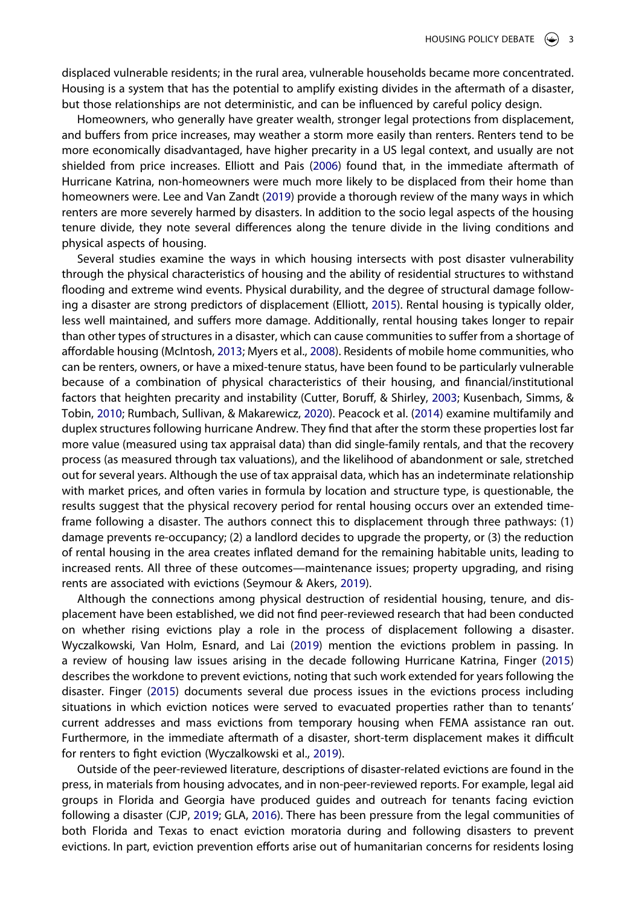displaced vulnerable residents; in the rural area, vulnerable households became more concentrated. Housing is a system that has the potential to amplify existing divides in the aftermath of a disaster, but those relationships are not deterministic, and can be influenced by careful policy design.

Homeowners, who generally have greater wealth, stronger legal protections from displacement, and buffers from price increases, may weather a storm more easily than renters. Renters tend to be more economically disadvantaged, have higher precarity in a US legal context, and usually are not shielded from price increases. Elliott and Pais (2006) found that, in the immediate aftermath of Hurricane Katrina, non-homeowners were much more likely to be displaced from their home than homeowners were. Lee and Van Zandt (2019) provide a thorough review of the many ways in which renters are more severely harmed by disasters. In addition to the socio legal aspects of the housing tenure divide, they note several differences along the tenure divide in the living conditions and physical aspects of housing.

Several studies examine the ways in which housing intersects with post disaster vulnerability through the physical characteristics of housing and the ability of residential structures to withstand flooding and extreme wind events. Physical durability, and the degree of structural damage following a disaster are strong predictors of displacement (Elliott, 2015). Rental housing is typically older, less well maintained, and suffers more damage. Additionally, rental housing takes longer to repair than other types of structures in a disaster, which can cause communities to suffer from a shortage of affordable housing (McIntosh, 2013; Myers et al., 2008). Residents of mobile home communities, who can be renters, owners, or have a mixed-tenure status, have been found to be particularly vulnerable because of a combination of physical characteristics of their housing, and financial/institutional factors that heighten precarity and instability (Cutter, Boruff, & Shirley, 2003; Kusenbach, Simms, & Tobin, 2010; Rumbach, Sullivan, & Makarewicz, 2020). Peacock et al. (2014) examine multifamily and duplex structures following hurricane Andrew. They find that after the storm these properties lost far more value (measured using tax appraisal data) than did single-family rentals, and that the recovery process (as measured through tax valuations), and the likelihood of abandonment or sale, stretched out for several years. Although the use of tax appraisal data, which has an indeterminate relationship with market prices, and often varies in formula by location and structure type, is questionable, the results suggest that the physical recovery period for rental housing occurs over an extended timeframe following a disaster. The authors connect this to displacement through three pathways: (1) damage prevents re-occupancy; (2) a landlord decides to upgrade the property, or (3) the reduction of rental housing in the area creates inflated demand for the remaining habitable units, leading to increased rents. All three of these outcomes—maintenance issues; property upgrading, and rising rents are associated with evictions (Seymour & Akers, 2019).

Although the connections among physical destruction of residential housing, tenure, and displacement have been established, we did not find peer-reviewed research that had been conducted on whether rising evictions play a role in the process of displacement following a disaster. Wyczalkowski, Van Holm, Esnard, and Lai (2019) mention the evictions problem in passing. In a review of housing law issues arising in the decade following Hurricane Katrina, Finger (2015) describes the workdone to prevent evictions, noting that such work extended for years following the disaster. Finger (2015) documents several due process issues in the evictions process including situations in which eviction notices were served to evacuated properties rather than to tenants' current addresses and mass evictions from temporary housing when FEMA assistance ran out. Furthermore, in the immediate aftermath of a disaster, short-term displacement makes it difficult for renters to fight eviction (Wyczalkowski et al., 2019).

Outside of the peer-reviewed literature, descriptions of disaster-related evictions are found in the press, in materials from housing advocates, and in non-peer-reviewed reports. For example, legal aid groups in Florida and Georgia have produced guides and outreach for tenants facing eviction following a disaster (CJP, 2019; GLA, 2016). There has been pressure from the legal communities of both Florida and Texas to enact eviction moratoria during and following disasters to prevent evictions. In part, eviction prevention efforts arise out of humanitarian concerns for residents losing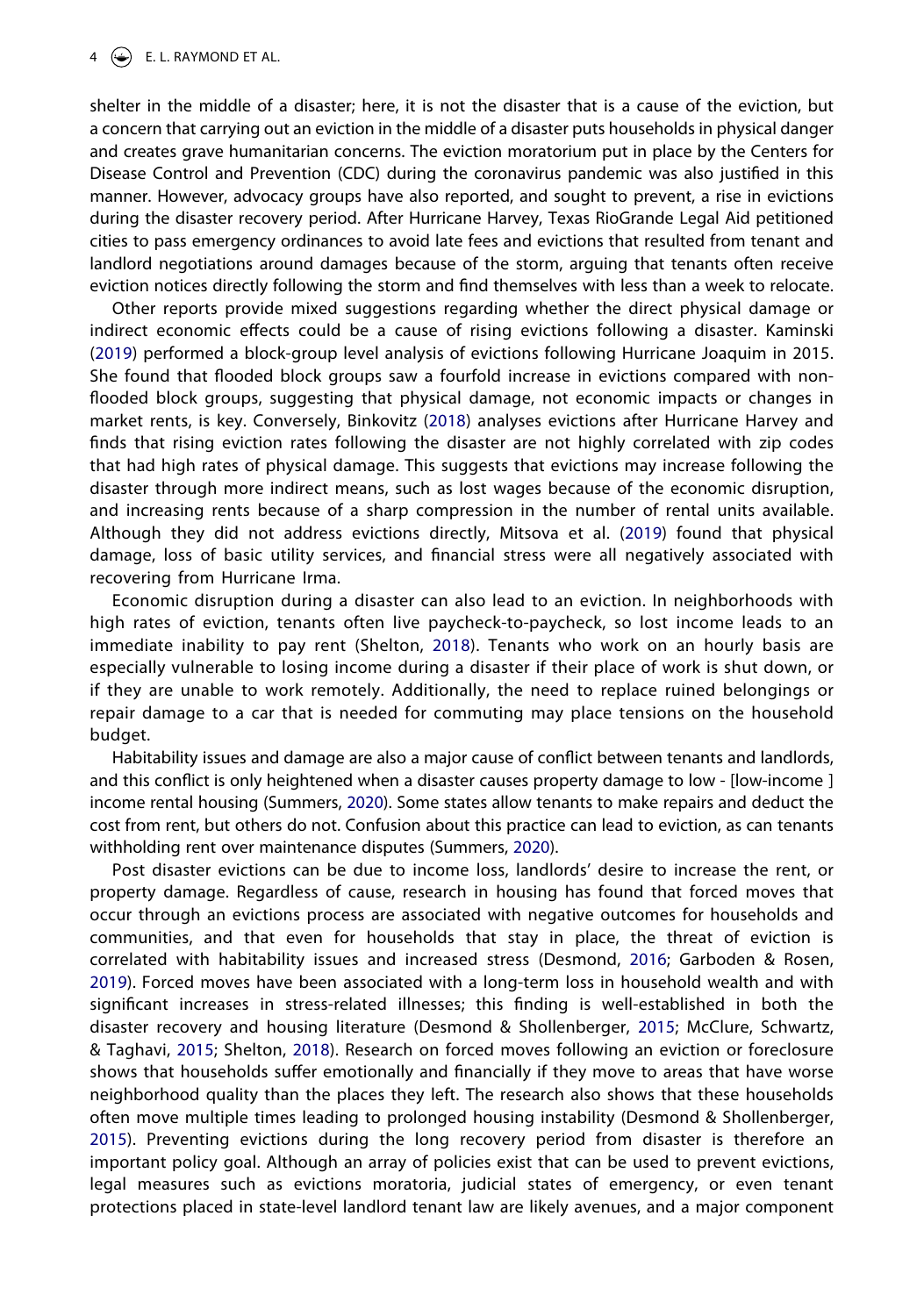shelter in the middle of a disaster; here, it is not the disaster that is a cause of the eviction, but a concern that carrying out an eviction in the middle of a disaster puts households in physical danger and creates grave humanitarian concerns. The eviction moratorium put in place by the Centers for Disease Control and Prevention (CDC) during the coronavirus pandemic was also justified in this manner. However, advocacy groups have also reported, and sought to prevent, a rise in evictions during the disaster recovery period. After Hurricane Harvey, Texas RioGrande Legal Aid petitioned cities to pass emergency ordinances to avoid late fees and evictions that resulted from tenant and landlord negotiations around damages because of the storm, arguing that tenants often receive eviction notices directly following the storm and find themselves with less than a week to relocate.

Other reports provide mixed suggestions regarding whether the direct physical damage or indirect economic effects could be a cause of rising evictions following a disaster. Kaminski (2019) performed a block-group level analysis of evictions following Hurricane Joaquim in 2015. She found that flooded block groups saw a fourfold increase in evictions compared with non-flooded block groups, suggesting that physical damage, not economic impacts or changes in market rents, is key. Conversely, Binkovitz (2018) analyses evictions after Hurricane Harvey and finds that rising eviction rates following the disaster are not highly correlated with zip codes that had high rates of physical damage. This suggests that evictions may increase following the disaster through more indirect means, such as lost wages because of the economic disruption, and increasing rents because of a sharp compression in the number of rental units available. Although they did not address evictions directly, Mitsova et al. (2019) found that physical damage, loss of basic utility services, and financial stress were all negatively associated with recovering from Hurricane Irma.

Economic disruption during a disaster can also lead to an eviction. In neighborhoods with high rates of eviction, tenants often live paycheck-to-paycheck, so lost income leads to an immediate inability to pay rent (Shelton, 2018). Tenants who work on an hourly basis are especially vulnerable to losing income during a disaster if their place of work is shut down, or if they are unable to work remotely. Additionally, the need to replace ruined belongings or repair damage to a car that is needed for commuting may place tensions on the household budget.

Habitability issues and damage are also a major cause of conflict between tenants and landlords, and this conflict is only heightened when a disaster causes property damage to low - [low-income ] income rental housing (Summers, 2020). Some states allow tenants to make repairs and deduct the cost from rent, but others do not. Confusion about this practice can lead to eviction, as can tenants withholding rent over maintenance disputes (Summers, 2020).

Post disaster evictions can be due to income loss, landlords' desire to increase the rent, or property damage. Regardless of cause, research in housing has found that forced moves that occur through an evictions process are associated with negative outcomes for households and communities, and that even for households that stay in place, the threat of eviction is correlated with habitability issues and increased stress (Desmond, 2016; Garboden & Rosen, 2019). Forced moves have been associated with a long-term loss in household wealth and with significant increases in stress-related illnesses; this finding is well-established in both the disaster recovery and housing literature (Desmond & Shollenberger, 2015; McClure, Schwartz, & Taghavi, 2015; Shelton, 2018). Research on forced moves following an eviction or foreclosure shows that households suffer emotionally and financially if they move to areas that have worse neighborhood quality than the places they left. The research also shows that these households often move multiple times leading to prolonged housing instability (Desmond & Shollenberger, 2015). Preventing evictions during the long recovery period from disaster is therefore an important policy goal. Although an array of policies exist that can be used to prevent evictions, legal measures such as evictions moratoria, judicial states of emergency, or even tenant protections placed in state-level landlord tenant law are likely avenues, and a major component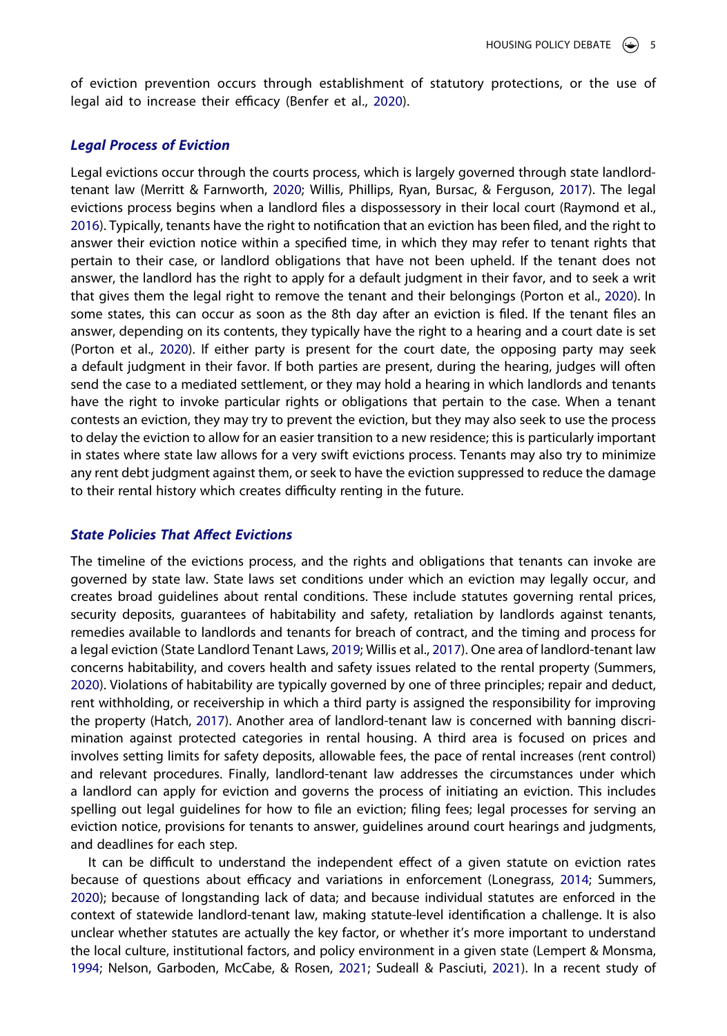of eviction prevention occurs through establishment of statutory protections, or the use of legal aid to increase their efficacy (Benfer et al., 2020).

### *Legal Process of Eviction*

Legal evictions occur through the courts process, which is largely governed through state landlord-tenant law (Merritt & Farnworth, 2020; Willis, Phillips, Ryan, Bursac, & Ferguson, 2017). The legal evictions process begins when a landlord files a dispossessory in their local court (Raymond et al., 2016). Typically, tenants have the right to notification that an eviction has been filed, and the right to answer their eviction notice within a specified time, in which they may refer to tenant rights that pertain to their case, or landlord obligations that have not been upheld. If the tenant does not answer, the landlord has the right to apply for a default judgment in their favor, and to seek a writ that gives them the legal right to remove the tenant and their belongings (Porton et al., 2020). In some states, this can occur as soon as the 8th day after an eviction is filed. If the tenant files an answer, depending on its contents, they typically have the right to a hearing and a court date is set (Porton et al., 2020). If either party is present for the court date, the opposing party may seek a default judgment in their favor. If both parties are present, during the hearing, judges will often send the case to a mediated settlement, or they may hold a hearing in which landlords and tenants have the right to invoke particular rights or obligations that pertain to the case. When a tenant contests an eviction, they may try to prevent the eviction, but they may also seek to use the process to delay the eviction to allow for an easier transition to a new residence; this is particularly important in states where state law allows for a very swift evictions process. Tenants may also try to minimize any rent debt judgment against them, or seek to have the eviction suppressed to reduce the damage to their rental history which creates difficulty renting in the future.

### *State Policies That Affect Evictions*

The timeline of the evictions process, and the rights and obligations that tenants can invoke are governed by state law. State laws set conditions under which an eviction may legally occur, and creates broad guidelines about rental conditions. These include statutes governing rental prices, security deposits, guarantees of habitability and safety, retaliation by landlords against tenants, remedies available to landlords and tenants for breach of contract, and the timing and process for a legal eviction (State Landlord Tenant Laws, 2019; Willis et al., 2017). One area of landlord-tenant law concerns habitability, and covers health and safety issues related to the rental property (Summers, 2020). Violations of habitability are typically governed by one of three principles; repair and deduct, rent withholding, or receivership in which a third party is assigned the responsibility for improving the property (Hatch, 2017). Another area of landlord-tenant law is concerned with banning discrimination against protected categories in rental housing. A third area is focused on prices and involves setting limits for safety deposits, allowable fees, the pace of rental increases (rent control) and relevant procedures. Finally, landlord-tenant law addresses the circumstances under which a landlord can apply for eviction and governs the process of initiating an eviction. This includes spelling out legal guidelines for how to file an eviction; filing fees; legal processes for serving an eviction notice, provisions for tenants to answer, guidelines around court hearings and judgments, and deadlines for each step.

It can be difficult to understand the independent effect of a given statute on eviction rates because of questions about efficacy and variations in enforcement (Lonegrass, 2014; Summers, 2020); because of longstanding lack of data; and because individual statutes are enforced in the context of statewide landlord-tenant law, making statute-level identification a challenge. It is also unclear whether statutes are actually the key factor, or whether it's more important to understand the local culture, institutional factors, and policy environment in a given state (Lempert & Monsma, 1994; Nelson, Garboden, McCabe, & Rosen, 2021; Sudeall & Pasciuti, 2021). In a recent study of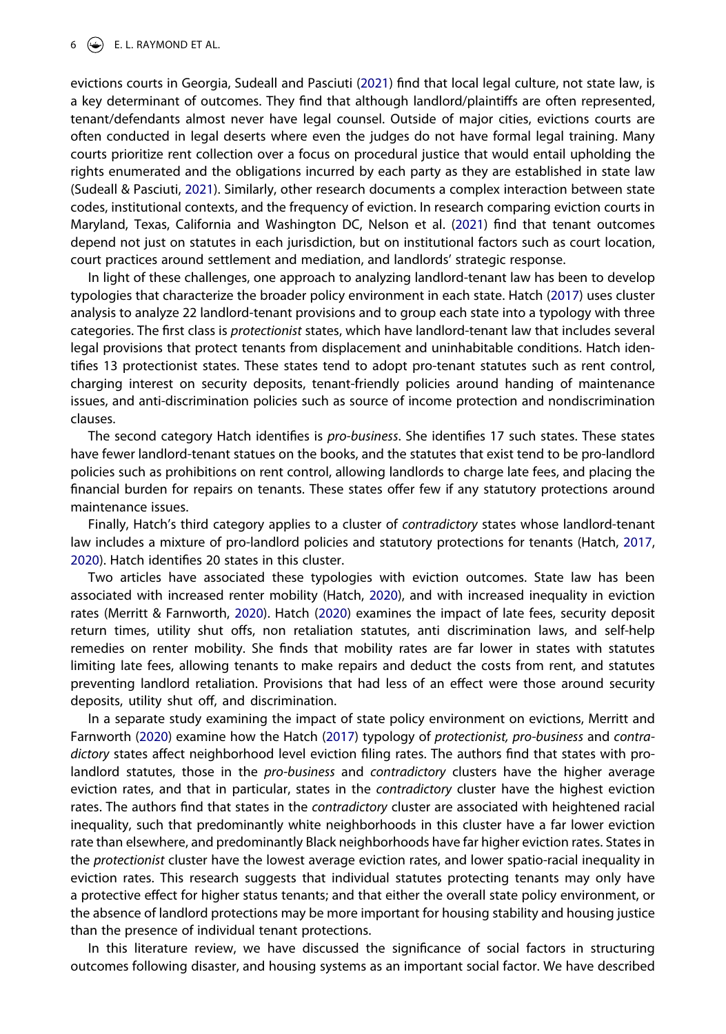evictions courts in Georgia, Sudeall and Pasciuti (2021) find that local legal culture, not state law, is a key determinant of outcomes. They find that although landlord/plaintiffs are often represented, tenant/defendants almost never have legal counsel. Outside of major cities, evictions courts are often conducted in legal deserts where even the judges do not have formal legal training. Many courts prioritize rent collection over a focus on procedural justice that would entail upholding the rights enumerated and the obligations incurred by each party as they are established in state law (Sudeall & Pasciuti, 2021). Similarly, other research documents a complex interaction between state codes, institutional contexts, and the frequency of eviction. In research comparing eviction courts in Maryland, Texas, California and Washington DC, Nelson et al. (2021) find that tenant outcomes depend not just on statutes in each jurisdiction, but on institutional factors such as court location, court practices around settlement and mediation, and landlords' strategic response.

In light of these challenges, one approach to analyzing landlord-tenant law has been to develop typologies that characterize the broader policy environment in each state. Hatch (2017) uses cluster analysis to analyze 22 landlord-tenant provisions and to group each state into a typology with three categories. The first class is *protectionist* states, which have landlord-tenant law that includes several legal provisions that protect tenants from displacement and uninhabitable conditions. Hatch identifies 13 protectionist states. These states tend to adopt pro-tenant statutes such as rent control, charging interest on security deposits, tenant-friendly policies around handing of maintenance issues, and anti-discrimination policies such as source of income protection and nondiscrimination clauses.

The second category Hatch identifies is *pro-business*. She identifies 17 such states. These states have fewer landlord-tenant statues on the books, and the statutes that exist tend to be pro-landlord policies such as prohibitions on rent control, allowing landlords to charge late fees, and placing the financial burden for repairs on tenants. These states offer few if any statutory protections around maintenance issues.

Finally, Hatch's third category applies to a cluster of *contradictory* states whose landlord-tenant law includes a mixture of pro-landlord policies and statutory protections for tenants (Hatch, 2017, 2020). Hatch identifies 20 states in this cluster.

Two articles have associated these typologies with eviction outcomes. State law has been associated with increased renter mobility (Hatch, 2020), and with increased inequality in eviction rates (Merritt & Farnworth, 2020). Hatch (2020) examines the impact of late fees, security deposit return times, utility shut offs, non retaliation statutes, anti discrimination laws, and self-help remedies on renter mobility. She finds that mobility rates are far lower in states with statutes limiting late fees, allowing tenants to make repairs and deduct the costs from rent, and statutes preventing landlord retaliation. Provisions that had less of an effect were those around security deposits, utility shut off, and discrimination.

In a separate study examining the impact of state policy environment on evictions, Merritt and Farnworth (2020) examine how the Hatch (2017) typology of *protectionist, pro-business* and *contradictory* states affect neighborhood level eviction filing rates. The authors find that states with pro-landlord statutes, those in the *pro-business* and *contradictory* clusters have the higher average eviction rates, and that in particular, states in the *contradictory* cluster have the highest eviction rates. The authors find that states in the *contradictory* cluster are associated with heightened racial inequality, such that predominantly white neighborhoods in this cluster have a far lower eviction rate than elsewhere, and predominantly Black neighborhoods have far higher eviction rates. States in the *protectionist* cluster have the lowest average eviction rates, and lower spatio-racial inequality in eviction rates. This research suggests that individual statutes protecting tenants may only have a protective effect for higher status tenants; and that either the overall state policy environment, or the absence of landlord protections may be more important for housing stability and housing justice than the presence of individual tenant protections.

In this literature review, we have discussed the significance of social factors in structuring outcomes following disaster, and housing systems as an important social factor. We have described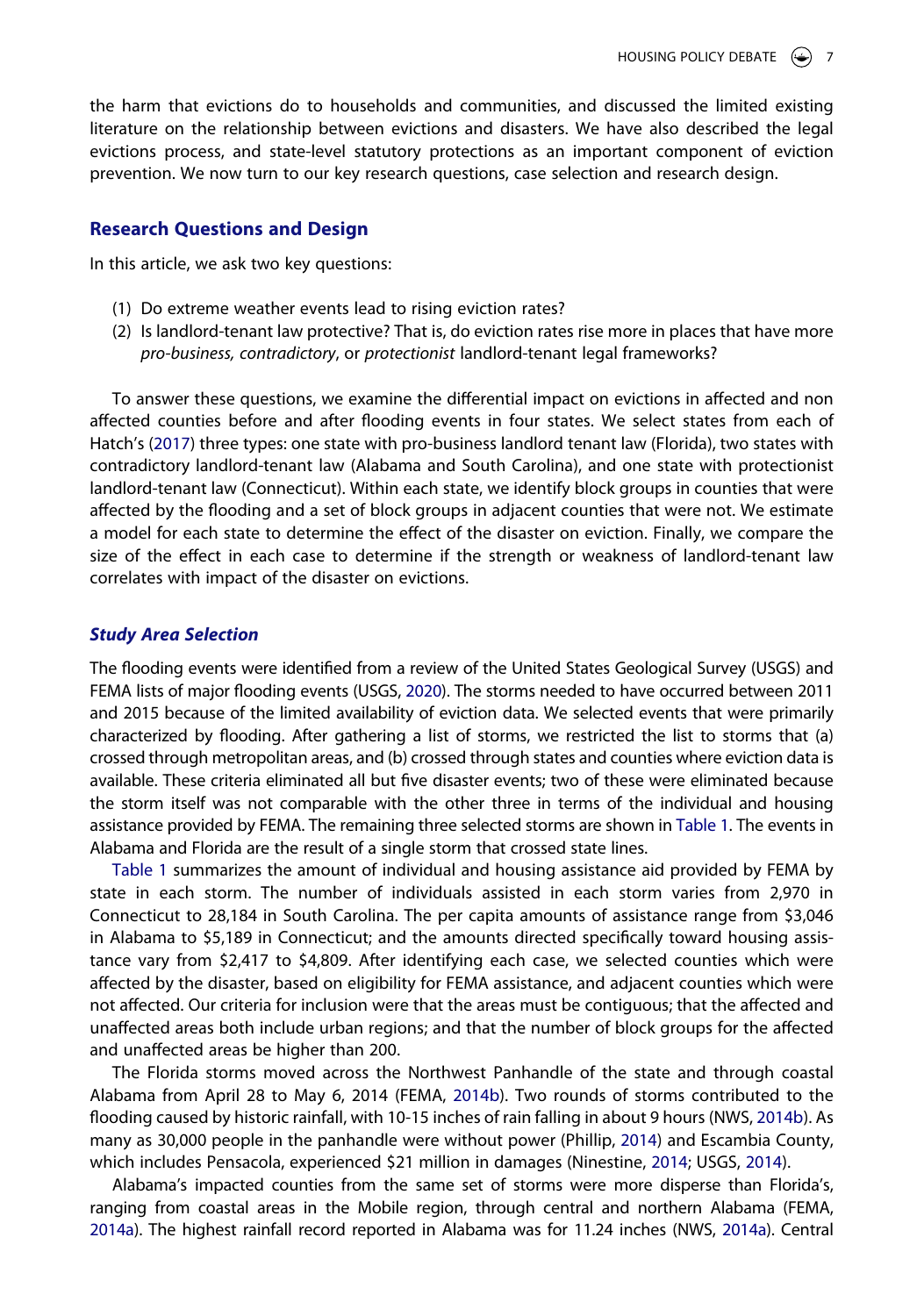the harm that evictions do to households and communities, and discussed the limited existing literature on the relationship between evictions and disasters. We have also described the legal evictions process, and state-level statutory protections as an important component of eviction prevention. We now turn to our key research questions, case selection and research design.

## Research Questions and Design

In this article, we ask two key questions:

(1) Do extreme weather events lead to rising eviction rates?
(2) Is landlord-tenant law protective? That is, do eviction rates rise more in places that have more *pro-business, contradictory*, or *protectionist* landlord-tenant legal frameworks?

To answer these questions, we examine the differential impact on evictions in affected and non affected counties before and after flooding events in four states. We select states from each of Hatch's (2017) three types: one state with pro-business landlord tenant law (Florida), two states with contradictory landlord-tenant law (Alabama and South Carolina), and one state with protectionist landlord-tenant law (Connecticut). Within each state, we identify block groups in counties that were affected by the flooding and a set of block groups in adjacent counties that were not. We estimate a model for each state to determine the effect of the disaster on eviction. Finally, we compare the size of the effect in each case to determine if the strength or weakness of landlord-tenant law correlates with impact of the disaster on evictions.

### *Study Area Selection*

The flooding events were identified from a review of the United States Geological Survey (USGS) and FEMA lists of major flooding events (USGS, 2020). The storms needed to have occurred between 2011 and 2015 because of the limited availability of eviction data. We selected events that were primarily characterized by flooding. After gathering a list of storms, we restricted the list to storms that (a) crossed through metropolitan areas, and (b) crossed through states and counties where eviction data is available. These criteria eliminated all but five disaster events; two of these were eliminated because the storm itself was not comparable with the other three in terms of the individual and housing assistance provided by FEMA. The remaining three selected storms are shown in Table 1. The events in Alabama and Florida are the result of a single storm that crossed state lines.

Table 1 summarizes the amount of individual and housing assistance aid provided by FEMA by state in each storm. The number of individuals assisted in each storm varies from 2,970 in Connecticut to 28,184 in South Carolina. The per capita amounts of assistance range from $3,046 in Alabama to $5,189 in Connecticut; and the amounts directed specifically toward housing assistance vary from $2,417 to $4,809. After identifying each case, we selected counties which were affected by the disaster, based on eligibility for FEMA assistance, and adjacent counties which were not affected. Our criteria for inclusion were that the areas must be contiguous; that the affected and unaffected areas both include urban regions; and that the number of block groups for the affected and unaffected areas be higher than 200.

The Florida storms moved across the Northwest Panhandle of the state and through coastal Alabama from April 28 to May 6, 2014 (FEMA, 2014b). Two rounds of storms contributed to the flooding caused by historic rainfall, with 10-15 inches of rain falling in about 9 hours (NWS, 2014b). As many as 30,000 people in the panhandle were without power (Phillip, 2014) and Escambia County, which includes Pensacola, experienced $21 million in damages (Ninestine, 2014; USGS, 2014).

Alabama's impacted counties from the same set of storms were more disperse than Florida's, ranging from coastal areas in the Mobile region, through central and northern Alabama (FEMA, 2014a). The highest rainfall record reported in Alabama was for 11.24 inches (NWS, 2014a). Central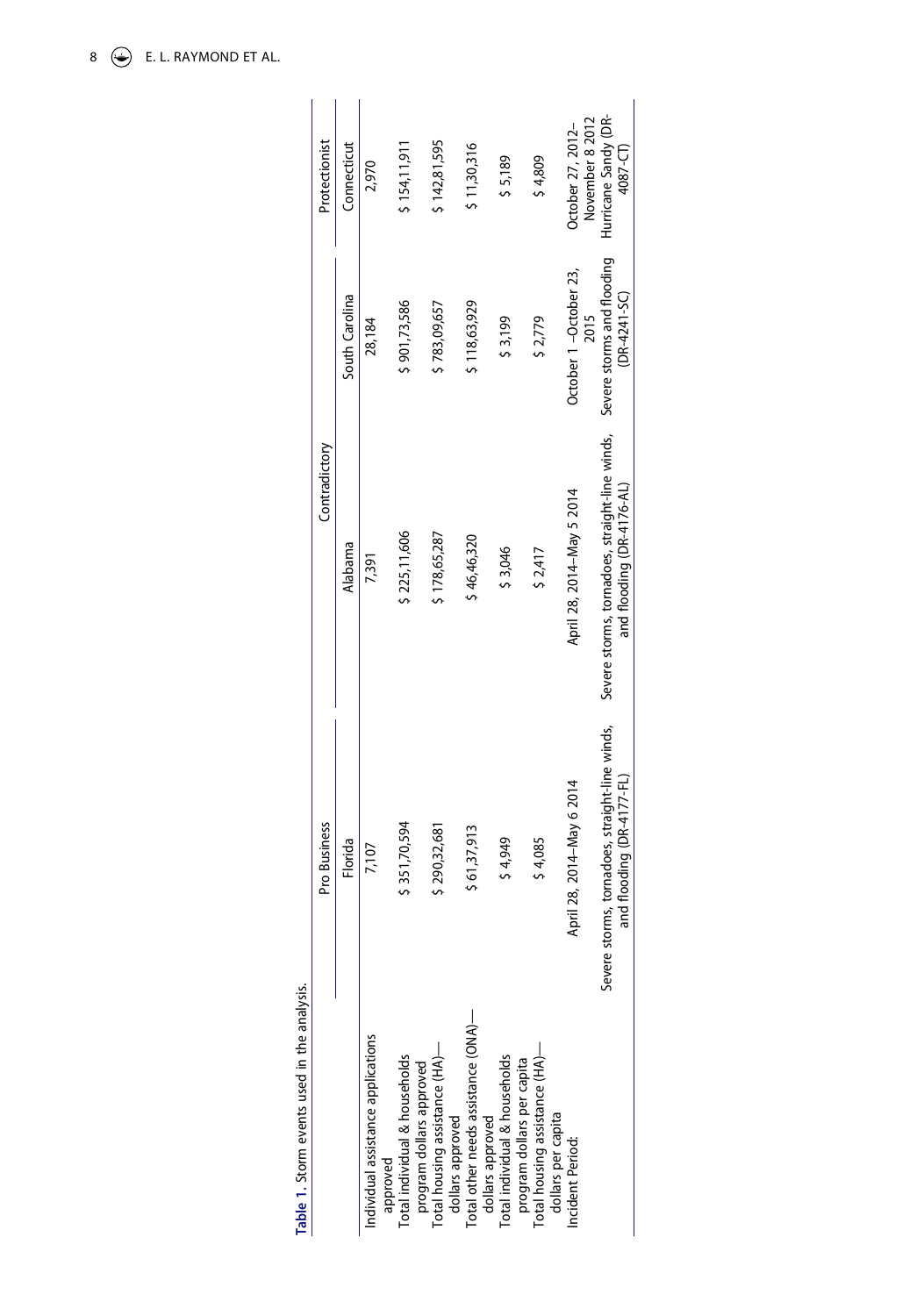**Table 1.** Storm events used in the analysis.

| | Pro Business | Contradictory | | Protectionist |
|---|---|---|---|---|
| | Florida | Alabama | South Carolina | Connecticut |
| Individual assistance applications approved | 7,107 | 7,391 | 28,184 | 2,970 |
| Total individual & households program dollars approved | $ 351,70,594 | $ 225,11,606 | $ 901,73,586 | $ 154,11,911 |
| Total housing assistance (HA)—dollars approved | $ 290,32,681 | $ 178,65,287 | $ 783,09,657 | $ 142,81,595 |
| Total other needs assistance (ONA)—dollars approved | $ 61,37,913 | $ 46,46,320 | $ 118,63,929 | $ 11,30,316 |
| Total individual & households program dollars per capita | $ 4,949 | $ 3,046 | $ 3,199 | $ 5,189 |
| Total housing assistance (HA)—dollars per capita | $ 4,085 | $ 2,417 | $ 2,779 | $ 4,809 |
| Incident Period: | April 28, 2014–May 6 2014 | April 28, 2014–May 5 2014 | October 1 –October 23, 2015 | October 27, 2012–November 8 2012 |
| | Severe storms, tornadoes, straight-line winds, and flooding (DR-4177-FL) | Severe storms, tornadoes, straight-line winds, and flooding (DR-4176-AL) | Severe storms and flooding (DR-4241-SC) | Hurricane Sandy (DR-4087-CT) |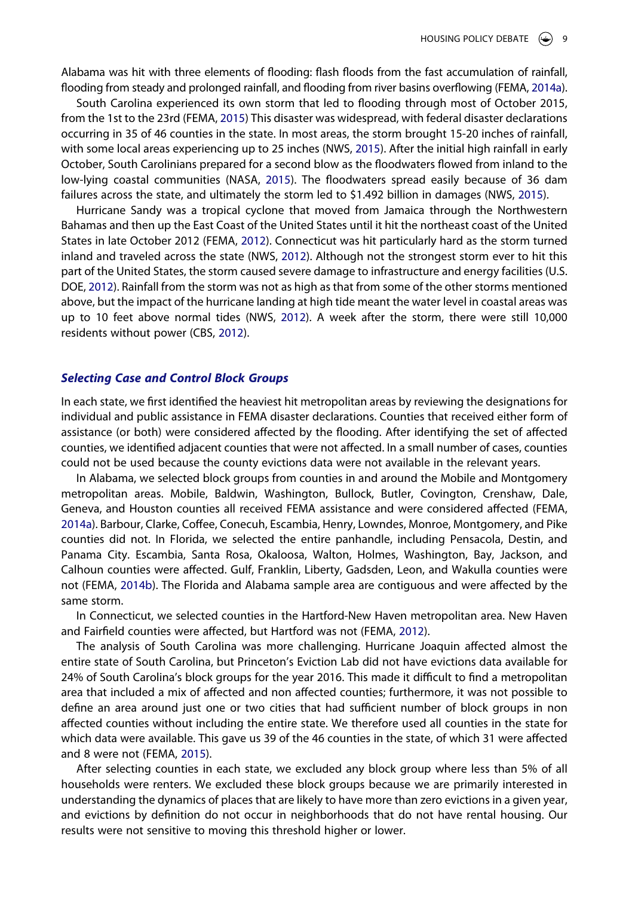Alabama was hit with three elements of flooding: flash floods from the fast accumulation of rainfall, flooding from steady and prolonged rainfall, and flooding from river basins overflowing (FEMA, 2014a).

South Carolina experienced its own storm that led to flooding through most of October 2015, from the 1st to the 23rd (FEMA, 2015) This disaster was widespread, with federal disaster declarations occurring in 35 of 46 counties in the state. In most areas, the storm brought 15-20 inches of rainfall, with some local areas experiencing up to 25 inches (NWS, 2015). After the initial high rainfall in early October, South Carolinians prepared for a second blow as the floodwaters flowed from inland to the low-lying coastal communities (NASA, 2015). The floodwaters spread easily because of 36 dam failures across the state, and ultimately the storm led to $1.492 billion in damages (NWS, 2015).

Hurricane Sandy was a tropical cyclone that moved from Jamaica through the Northwestern Bahamas and then up the East Coast of the United States until it hit the northeast coast of the United States in late October 2012 (FEMA, 2012). Connecticut was hit particularly hard as the storm turned inland and traveled across the state (NWS, 2012). Although not the strongest storm ever to hit this part of the United States, the storm caused severe damage to infrastructure and energy facilities (U.S. DOE, 2012). Rainfall from the storm was not as high as that from some of the other storms mentioned above, but the impact of the hurricane landing at high tide meant the water level in coastal areas was up to 10 feet above normal tides (NWS, 2012). A week after the storm, there were still 10,000 residents without power (CBS, 2012).

### *Selecting Case and Control Block Groups*

In each state, we first identified the heaviest hit metropolitan areas by reviewing the designations for individual and public assistance in FEMA disaster declarations. Counties that received either form of assistance (or both) were considered affected by the flooding. After identifying the set of affected counties, we identified adjacent counties that were not affected. In a small number of cases, counties could not be used because the county evictions data were not available in the relevant years.

In Alabama, we selected block groups from counties in and around the Mobile and Montgomery metropolitan areas. Mobile, Baldwin, Washington, Bullock, Butler, Covington, Crenshaw, Dale, Geneva, and Houston counties all received FEMA assistance and were considered affected (FEMA, 2014a). Barbour, Clarke, Coffee, Conecuh, Escambia, Henry, Lowndes, Monroe, Montgomery, and Pike counties did not. In Florida, we selected the entire panhandle, including Pensacola, Destin, and Panama City. Escambia, Santa Rosa, Okaloosa, Walton, Holmes, Washington, Bay, Jackson, and Calhoun counties were affected. Gulf, Franklin, Liberty, Gadsden, Leon, and Wakulla counties were not (FEMA, 2014b). The Florida and Alabama sample area are contiguous and were affected by the same storm.

In Connecticut, we selected counties in the Hartford-New Haven metropolitan area. New Haven and Fairfield counties were affected, but Hartford was not (FEMA, 2012).

The analysis of South Carolina was more challenging. Hurricane Joaquin affected almost the entire state of South Carolina, but Princeton's Eviction Lab did not have evictions data available for 24% of South Carolina's block groups for the year 2016. This made it difficult to find a metropolitan area that included a mix of affected and non affected counties; furthermore, it was not possible to define an area around just one or two cities that had sufficient number of block groups in non affected counties without including the entire state. We therefore used all counties in the state for which data were available. This gave us 39 of the 46 counties in the state, of which 31 were affected and 8 were not (FEMA, 2015).

After selecting counties in each state, we excluded any block group where less than 5% of all households were renters. We excluded these block groups because we are primarily interested in understanding the dynamics of places that are likely to have more than zero evictions in a given year, and evictions by definition do not occur in neighborhoods that do not have rental housing. Our results were not sensitive to moving this threshold higher or lower.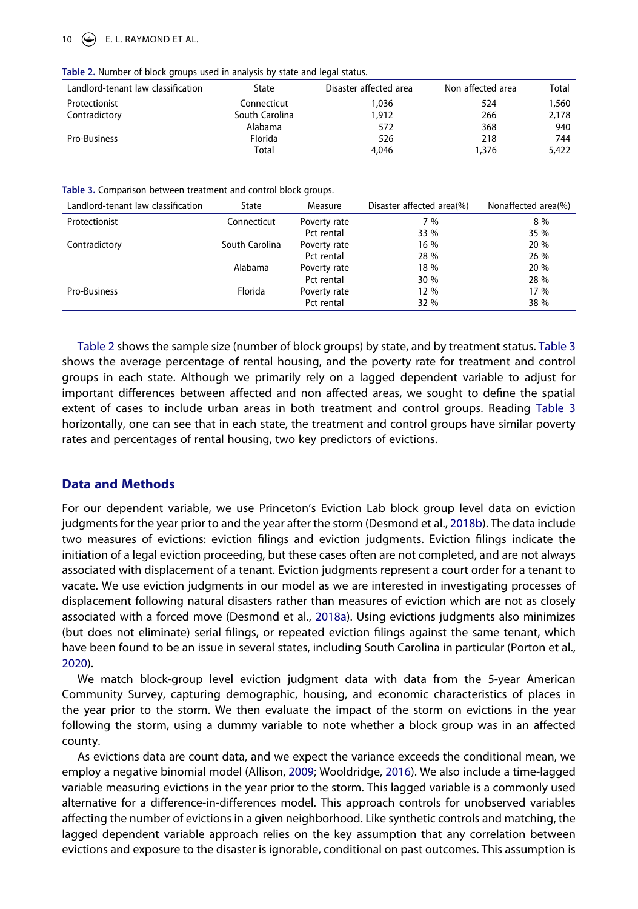**Table 2.** Number of block groups used in analysis by state and legal status.

| Landlord-tenant law classification | State | Disaster affected area | Non affected area | Total |
|---|---|---|---|---|
| Protectionist | Connecticut | 1,036 | 524 | 1,560 |
| Contradictory | South Carolina | 1,912 | 266 | 2,178 |
| | Alabama | 572 | 368 | 940 |
| Pro-Business | Florida | 526 | 218 | 744 |
| | Total | 4,046 | 1,376 | 5,422 |

**Table 3.** Comparison between treatment and control block groups.

| Landlord-tenant law classification | State | Measure | Disaster affected area(%) | Nonaffected area(%) |
|---|---|---|---|---|
| Protectionist | Connecticut | Poverty rate | 7 % | 8 % |
| | | Pct rental | 33 % | 35 % |
| Contradictory | South Carolina | Poverty rate | 16 % | 20 % |
| | | Pct rental | 28 % | 26 % |
| | Alabama | Poverty rate | 18 % | 20 % |
| | | Pct rental | 30 % | 28 % |
| Pro-Business | Florida | Poverty rate | 12 % | 17 % |
| | | Pct rental | 32 % | 38 % |

Table 2 shows the sample size (number of block groups) by state, and by treatment status. Table 3 shows the average percentage of rental housing, and the poverty rate for treatment and control groups in each state. Although we primarily rely on a lagged dependent variable to adjust for important differences between affected and non affected areas, we sought to define the spatial extent of cases to include urban areas in both treatment and control groups. Reading Table 3 horizontally, one can see that in each state, the treatment and control groups have similar poverty rates and percentages of rental housing, two key predictors of evictions.

## Data and Methods

For our dependent variable, we use Princeton's Eviction Lab block group level data on eviction judgments for the year prior to and the year after the storm (Desmond et al., 2018b). The data include two measures of evictions: eviction filings and eviction judgments. Eviction filings indicate the initiation of a legal eviction proceeding, but these cases often are not completed, and are not always associated with displacement of a tenant. Eviction judgments represent a court order for a tenant to vacate. We use eviction judgments in our model as we are interested in investigating processes of displacement following natural disasters rather than measures of eviction which are not as closely associated with a forced move (Desmond et al., 2018a). Using evictions judgments also minimizes (but does not eliminate) serial filings, or repeated eviction filings against the same tenant, which have been found to be an issue in several states, including South Carolina in particular (Porton et al., 2020).

We match block-group level eviction judgment data with data from the 5-year American Community Survey, capturing demographic, housing, and economic characteristics of places in the year prior to the storm. We then evaluate the impact of the storm on evictions in the year following the storm, using a dummy variable to note whether a block group was in an affected county.

As evictions data are count data, and we expect the variance exceeds the conditional mean, we employ a negative binomial model (Allison, 2009; Wooldridge, 2016). We also include a time-lagged variable measuring evictions in the year prior to the storm. This lagged variable is a commonly used alternative for a difference-in-differences model. This approach controls for unobserved variables affecting the number of evictions in a given neighborhood. Like synthetic controls and matching, the lagged dependent variable approach relies on the key assumption that any correlation between evictions and exposure to the disaster is ignorable, conditional on past outcomes. This assumption is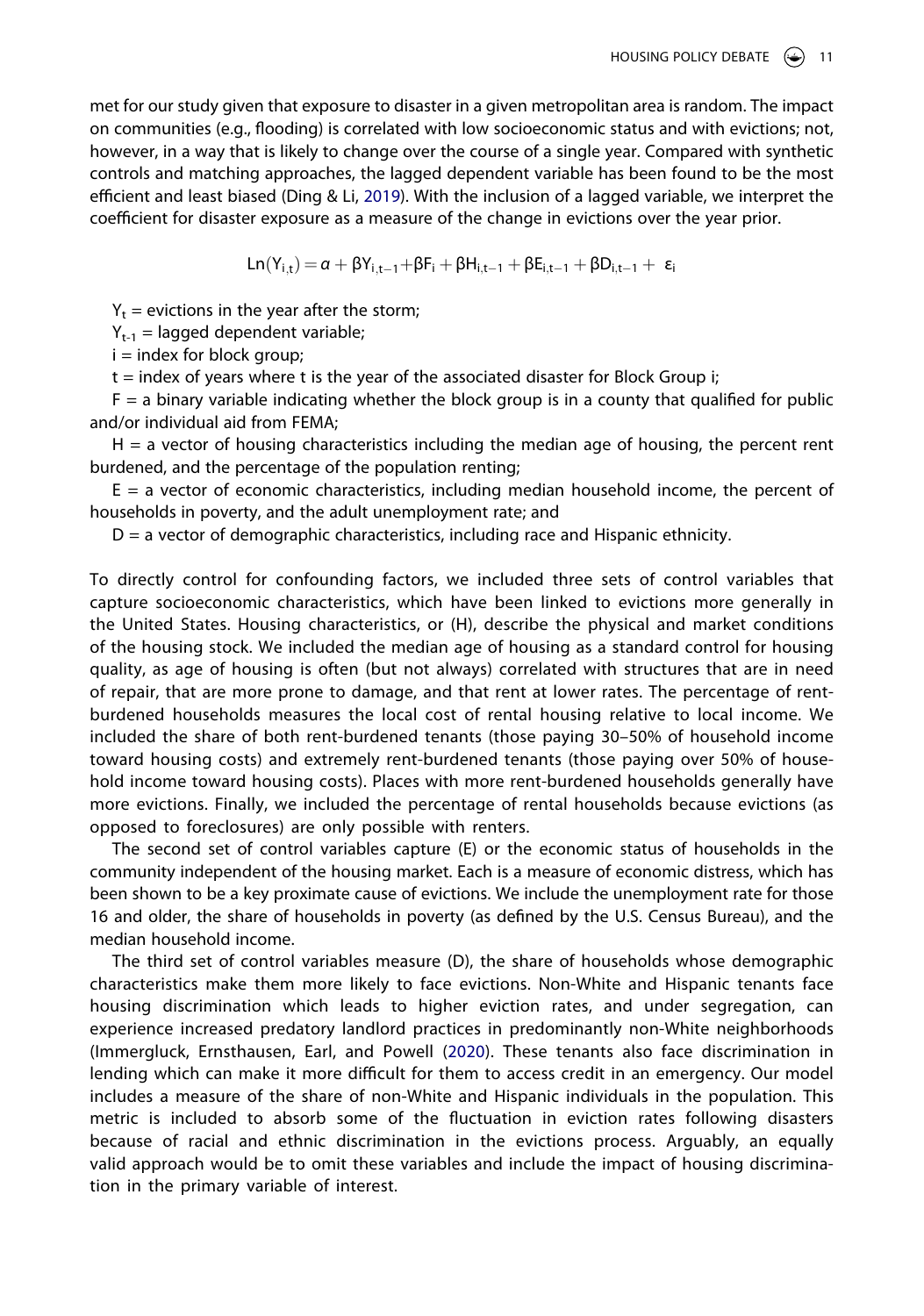met for our study given that exposure to disaster in a given metropolitan area is random. The impact on communities (e.g., flooding) is correlated with low socioeconomic status and with evictions; not, however, in a way that is likely to change over the course of a single year. Compared with synthetic controls and matching approaches, the lagged dependent variable has been found to be the most efficient and least biased (Ding & Li, 2019). With the inclusion of a lagged variable, we interpret the coefficient for disaster exposure as a measure of the change in evictions over the year prior.

$$\mathrm{Ln}(Y_{i,t}) = \alpha + \beta Y_{i,t-1} + \beta F_i + \beta H_{i,t-1} + \beta E_{i,t-1} + \beta D_{i,t-1} + \varepsilon_i$$

$Y_t$ = evictions in the year after the storm;

$Y_{t-1}$ = lagged dependent variable;

$i$ = index for block group;

$t$ = index of years where $t$ is the year of the associated disaster for Block Group $i$;

$F$ = a binary variable indicating whether the block group is in a county that qualified for public and/or individual aid from FEMA;

$H$ = a vector of housing characteristics including the median age of housing, the percent rent burdened, and the percentage of the population renting;

$E$ = a vector of economic characteristics, including median household income, the percent of households in poverty, and the adult unemployment rate; and

$D$ = a vector of demographic characteristics, including race and Hispanic ethnicity.

To directly control for confounding factors, we included three sets of control variables that capture socioeconomic characteristics, which have been linked to evictions more generally in the United States. Housing characteristics, or (H), describe the physical and market conditions of the housing stock. We included the median age of housing as a standard control for housing quality, as age of housing is often (but not always) correlated with structures that are in need of repair, that are more prone to damage, and that rent at lower rates. The percentage of rent-burdened households measures the local cost of rental housing relative to local income. We included the share of both rent-burdened tenants (those paying 30–50% of household income toward housing costs) and extremely rent-burdened tenants (those paying over 50% of household income toward housing costs). Places with more rent-burdened households generally have more evictions. Finally, we included the percentage of rental households because evictions (as opposed to foreclosures) are only possible with renters.

The second set of control variables capture (E) or the economic status of households in the community independent of the housing market. Each is a measure of economic distress, which has been shown to be a key proximate cause of evictions. We include the unemployment rate for those 16 and older, the share of households in poverty (as defined by the U.S. Census Bureau), and the median household income.

The third set of control variables measure (D), the share of households whose demographic characteristics make them more likely to face evictions. Non-White and Hispanic tenants face housing discrimination which leads to higher eviction rates, and under segregation, can experience increased predatory landlord practices in predominantly non-White neighborhoods (Immergluck, Ernsthausen, Earl, and Powell (2020). These tenants also face discrimination in lending which can make it more difficult for them to access credit in an emergency. Our model includes a measure of the share of non-White and Hispanic individuals in the population. This metric is included to absorb some of the fluctuation in eviction rates following disasters because of racial and ethnic discrimination in the evictions process. Arguably, an equally valid approach would be to omit these variables and include the impact of housing discrimination in the primary variable of interest.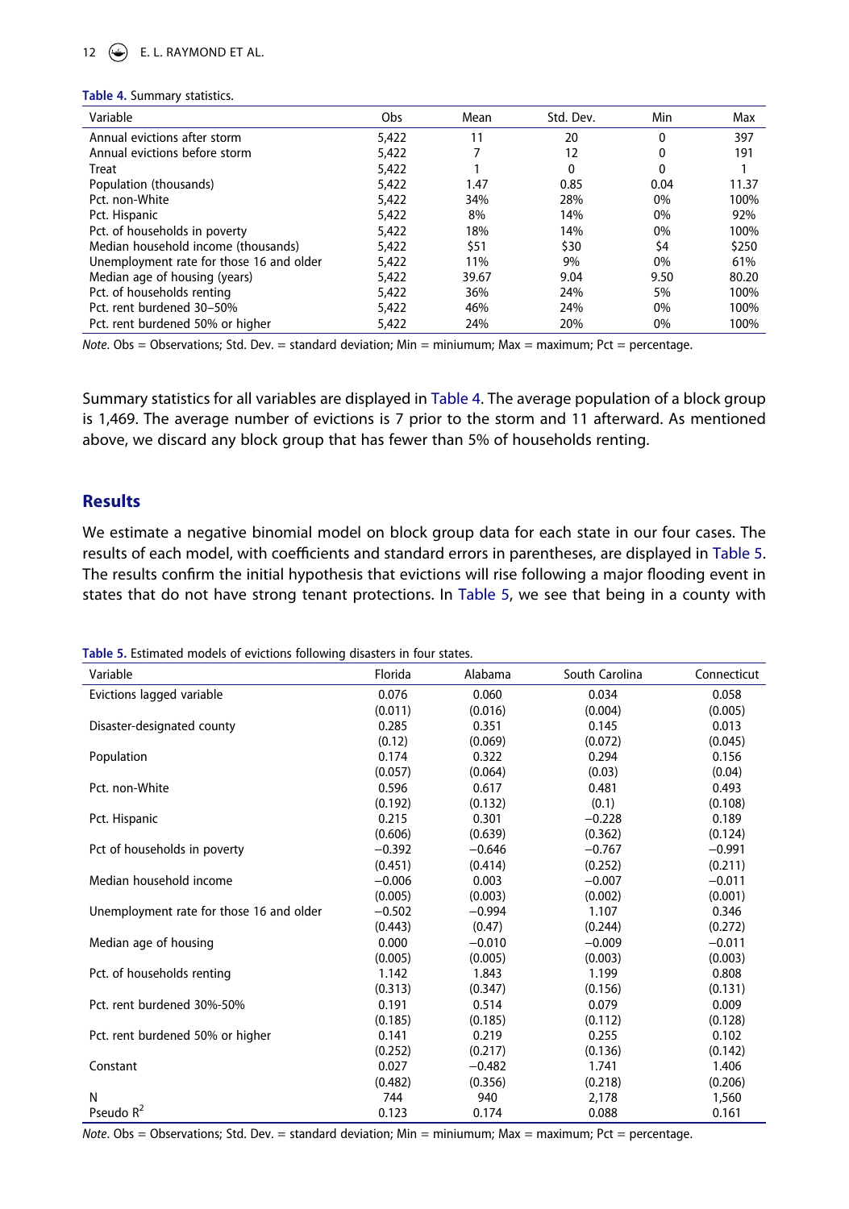**Table 4.** Summary statistics.

| Variable | Obs | Mean | Std. Dev. | Min | Max |
|---|---|---|---|---|---|
| Annual evictions after storm | 5,422 | 11 | 20 | 0 | 397 |
| Annual evictions before storm | 5,422 | 7 | 12 | 0 | 191 |
| Treat | 5,422 | 1 | 0 | 0 | 1 |
| Population (thousands) | 5,422 | 1.47 | 0.85 | 0.04 | 11.37 |
| Pct. non-White | 5,422 | 34% | 28% | 0% | 100% |
| Pct. Hispanic | 5,422 | 8% | 14% | 0% | 92% |
| Pct. of households in poverty | 5,422 | 18% | 14% | 0% | 100% |
| Median household income (thousands) | 5,422 | \$51 | \$30 | \$4 | \$250 |
| Unemployment rate for those 16 and older | 5,422 | 11% | 9% | 0% | 61% |
| Median age of housing (years) | 5,422 | 39.67 | 9.04 | 9.50 | 80.20 |
| Pct. of households renting | 5,422 | 36% | 24% | 5% | 100% |
| Pct. rent burdened 30–50% | 5,422 | 46% | 24% | 0% | 100% |
| Pct. rent burdened 50% or higher | 5,422 | 24% | 20% | 0% | 100% |

*Note.* Obs = Observations; Std. Dev. = standard deviation; Min = miniumum; Max = maximum; Pct = percentage.

Summary statistics for all variables are displayed in Table 4. The average population of a block group is 1,469. The average number of evictions is 7 prior to the storm and 11 afterward. As mentioned above, we discard any block group that has fewer than 5% of households renting.

## Results

We estimate a negative binomial model on block group data for each state in our four cases. The results of each model, with coefficients and standard errors in parentheses, are displayed in Table 5. The results confirm the initial hypothesis that evictions will rise following a major flooding event in states that do not have strong tenant protections. In Table 5, we see that being in a county with

**Table 5.** Estimated models of evictions following disasters in four states.

| Variable | Florida | Alabama | South Carolina | Connecticut |
|---|---|---|---|---|
| Evictions lagged variable | 0.076 | 0.060 | 0.034 | 0.058 |
| | (0.011) | (0.016) | (0.004) | (0.005) |
| Disaster-designated county | 0.285 | 0.351 | 0.145 | 0.013 |
| | (0.12) | (0.069) | (0.072) | (0.045) |
| Population | 0.174 | 0.322 | 0.294 | 0.156 |
| | (0.057) | (0.064) | (0.03) | (0.04) |
| Pct. non-White | 0.596 | 0.617 | 0.481 | 0.493 |
| | (0.192) | (0.132) | (0.1) | (0.108) |
| Pct. Hispanic | 0.215 | 0.301 | −0.228 | 0.189 |
| | (0.606) | (0.639) | (0.362) | (0.124) |
| Pct of households in poverty | −0.392 | −0.646 | −0.767 | −0.991 |
| | (0.451) | (0.414) | (0.252) | (0.211) |
| Median household income | −0.006 | 0.003 | −0.007 | −0.011 |
| | (0.005) | (0.003) | (0.002) | (0.001) |
| Unemployment rate for those 16 and older | −0.502 | −0.994 | 1.107 | 0.346 |
| | (0.443) | (0.47) | (0.244) | (0.272) |
| Median age of housing | 0.000 | −0.010 | −0.009 | −0.011 |
| | (0.005) | (0.005) | (0.003) | (0.003) |
| Pct. of households renting | 1.142 | 1.843 | 1.199 | 0.808 |
| | (0.313) | (0.347) | (0.156) | (0.131) |
| Pct. rent burdened 30%-50% | 0.191 | 0.514 | 0.079 | 0.009 |
| | (0.185) | (0.185) | (0.112) | (0.128) |
| Pct. rent burdened 50% or higher | 0.141 | 0.219 | 0.255 | 0.102 |
| | (0.252) | (0.217) | (0.136) | (0.142) |
| Constant | 0.027 | −0.482 | 1.741 | 1.406 |
| | (0.482) | (0.356) | (0.218) | (0.206) |
| N | 744 | 940 | 2,178 | 1,560 |
| Pseudo $R^2$ | 0.123 | 0.174 | 0.088 | 0.161 |

*Note.* Obs = Observations; Std. Dev. = standard deviation; Min = miniumum; Max = maximum; Pct = percentage.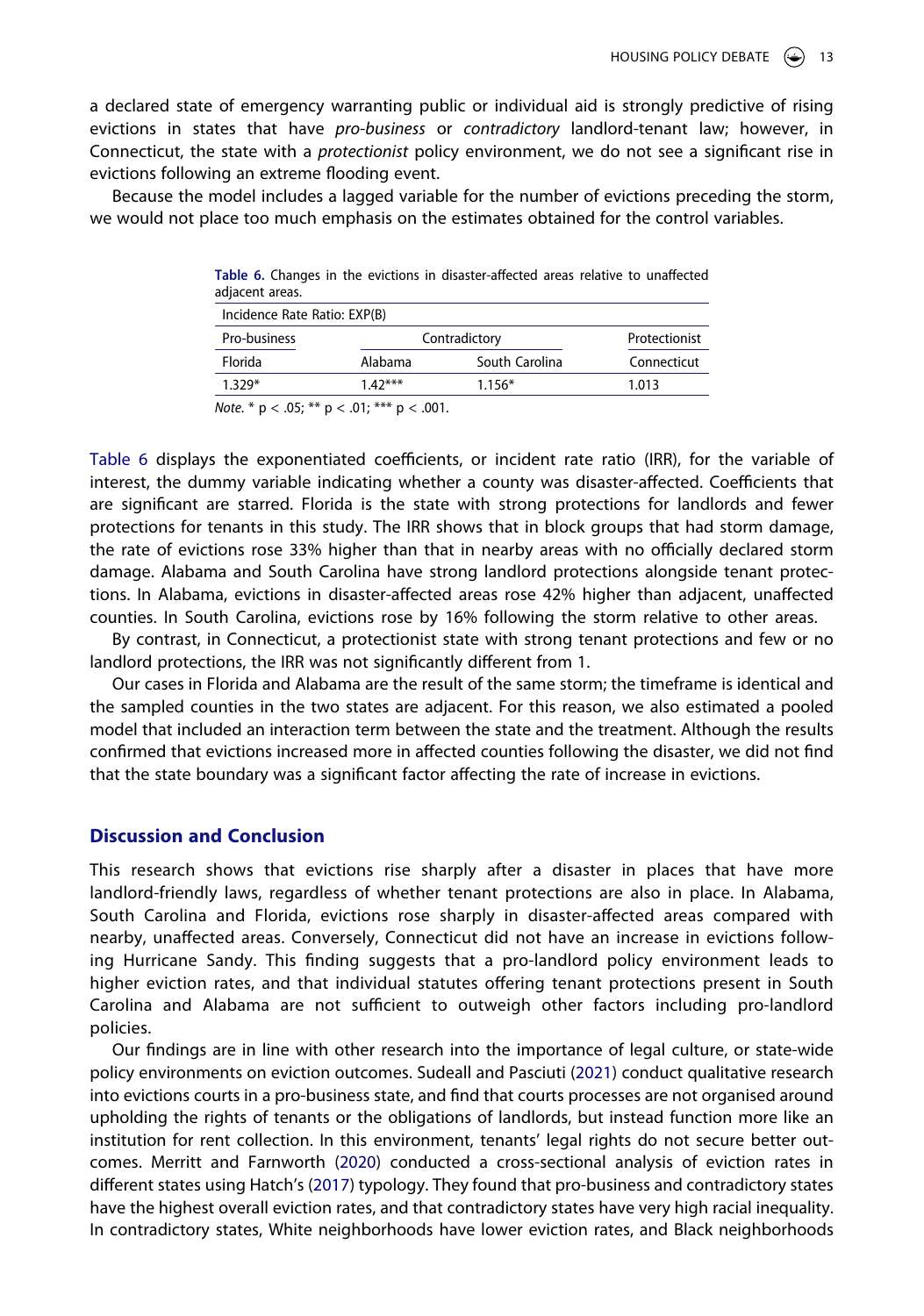a declared state of emergency warranting public or individual aid is strongly predictive of rising evictions in states that have *pro-business* or *contradictory* landlord-tenant law; however, in Connecticut, the state with a *protectionist* policy environment, we do not see a significant rise in evictions following an extreme flooding event.

Because the model includes a lagged variable for the number of evictions preceding the storm, we would not place too much emphasis on the estimates obtained for the control variables.

**Table 6.** Changes in the evictions in disaster-affected areas relative to unaffected adjacent areas.

| Incidence Rate Ratio: EXP(B) | | | |
|---|---|---|---|
| Pro-business | Contradictory | | Protectionist |
| Florida | Alabama | South Carolina | Connecticut |
| 1.329* | 1.42*** | 1.156* | 1.013 |

*Note.* * p < .05; ** p < .01; *** p < .001.

Table 6 displays the exponentiated coefficients, or incident rate ratio (IRR), for the variable of interest, the dummy variable indicating whether a county was disaster-affected. Coefficients that are significant are starred. Florida is the state with strong protections for landlords and fewer protections for tenants in this study. The IRR shows that in block groups that had storm damage, the rate of evictions rose 33% higher than that in nearby areas with no officially declared storm damage. Alabama and South Carolina have strong landlord protections alongside tenant protections. In Alabama, evictions in disaster-affected areas rose 42% higher than adjacent, unaffected counties. In South Carolina, evictions rose by 16% following the storm relative to other areas.

By contrast, in Connecticut, a protectionist state with strong tenant protections and few or no landlord protections, the IRR was not significantly different from 1.

Our cases in Florida and Alabama are the result of the same storm; the timeframe is identical and the sampled counties in the two states are adjacent. For this reason, we also estimated a pooled model that included an interaction term between the state and the treatment. Although the results confirmed that evictions increased more in affected counties following the disaster, we did not find that the state boundary was a significant factor affecting the rate of increase in evictions.

## Discussion and Conclusion

This research shows that evictions rise sharply after a disaster in places that have more landlord-friendly laws, regardless of whether tenant protections are also in place. In Alabama, South Carolina and Florida, evictions rose sharply in disaster-affected areas compared with nearby, unaffected areas. Conversely, Connecticut did not have an increase in evictions following Hurricane Sandy. This finding suggests that a pro-landlord policy environment leads to higher eviction rates, and that individual statutes offering tenant protections present in South Carolina and Alabama are not sufficient to outweigh other factors including pro-landlord policies.

Our findings are in line with other research into the importance of legal culture, or state-wide policy environments on eviction outcomes. Sudeall and Pasciuti (2021) conduct qualitative research into evictions court in a pro-business state, and find that courts processes are not organised around upholding the rights of tenants or the obligations of landlords, but instead function more like an institution for rent collection. In this environment, tenants' legal rights do not secure better outcomes. Merritt and Farnworth (2020) conducted a cross-sectional analysis of eviction rates in different states using Hatch's (2017) typology. They found that pro-business and contradictory states have the highest overall eviction rates, and that contradictory states have very high racial inequality. In contradictory states, White neighborhoods have lower eviction rates, and Black neighborhoods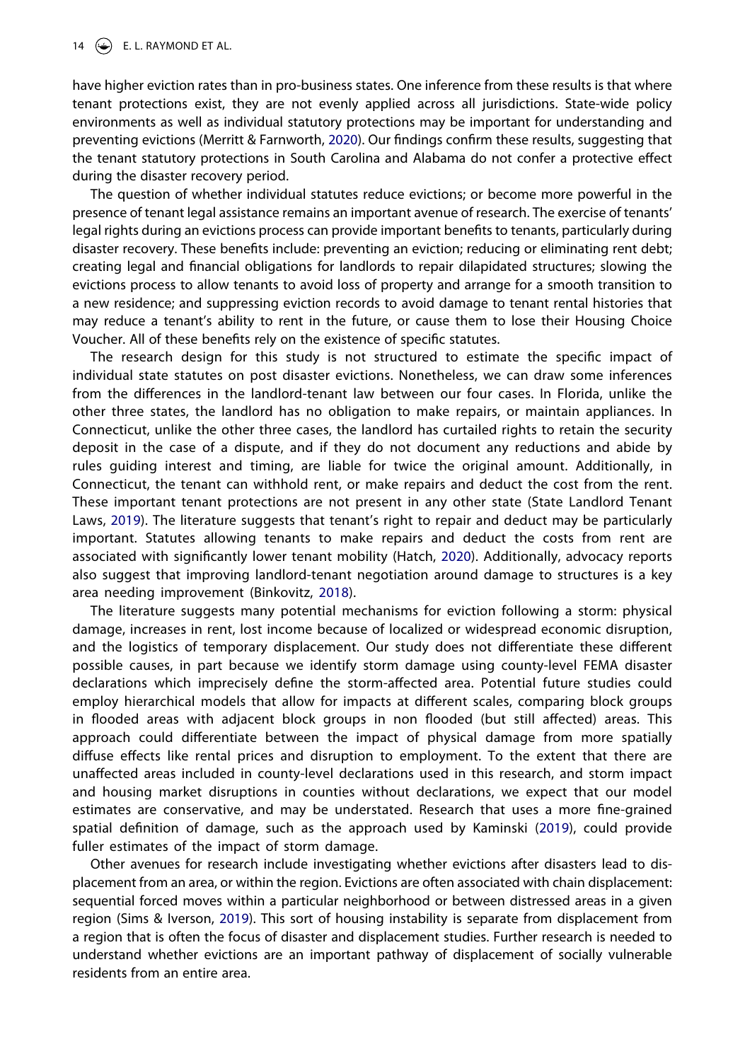have higher eviction rates than in pro-business states. One inference from these results is that where tenant protections exist, they are not evenly applied across all jurisdictions. State-wide policy environments as well as individual statutory protections may be important for understanding and preventing evictions (Merritt & Farnworth, 2020). Our findings confirm these results, suggesting that the tenant statutory protections in South Carolina and Alabama do not confer a protective effect during the disaster recovery period.

The question of whether individual statutes reduce evictions; or become more powerful in the presence of tenant legal assistance remains an important avenue of research. The exercise of tenants' legal rights during an evictions process can provide important benefits to tenants, particularly during disaster recovery. These benefits include: preventing an eviction; reducing or eliminating rent debt; creating legal and financial obligations for landlords to repair dilapidated structures; slowing the evictions process to allow tenants to avoid loss of property and arrange for a smooth transition to a new residence; and suppressing eviction records to avoid damage to tenant rental histories that may reduce a tenant's ability to rent in the future, or cause them to lose their Housing Choice Voucher. All of these benefits rely on the existence of specific statutes.

The research design for this study is not structured to estimate the specific impact of individual state statutes on post disaster evictions. Nonetheless, we can draw some inferences from the differences in the landlord-tenant law between our four cases. In Florida, unlike the other three states, the landlord has no obligation to make repairs, or maintain appliances. In Connecticut, unlike the other three cases, the landlord has curtailed rights to retain the security deposit in the case of a dispute, and if they do not document any reductions and abide by rules guiding interest and timing, are liable for twice the original amount. Additionally, in Connecticut, the tenant can withhold rent, or make repairs and deduct the cost from the rent. These important tenant protections are not present in any other state (State Landlord Tenant Laws, 2019). The literature suggests that tenant's right to repair and deduct may be particularly important. Statutes allowing tenants to make repairs and deduct the costs from rent are associated with significantly lower tenant mobility (Hatch, 2020). Additionally, advocacy reports also suggest that improving landlord-tenant negotiation around damage to structures is a key area needing improvement (Binkovitz, 2018).

The literature suggests many potential mechanisms for eviction following a storm: physical damage, increases in rent, lost income because of localized or widespread economic disruption, and the logistics of temporary displacement. Our study does not differentiate these different possible causes, in part because we identify storm damage using county-level FEMA disaster declarations which imprecisely define the storm-affected area. Potential future studies could employ hierarchical models that allow for impacts at different scales, comparing block groups in flooded areas with adjacent block groups in non flooded (but still affected) areas. This approach could differentiate between the impact of physical damage from more spatially diffuse effects like rental prices and disruption to employment. To the extent that there are unaffected areas included in county-level declarations used in this research, and storm impact and housing market disruptions in counties without declarations, we expect that our model estimates are conservative, and may be understated. Research that uses a more fine-grained spatial definition of damage, such as the approach used by Kaminski (2019), could provide fuller estimates of the impact of storm damage.

Other avenues for research include investigating whether evictions after disasters lead to displacement from an area, or within the region. Evictions are often associated with chain displacement: sequential forced moves within a particular neighborhood or between distressed areas in a given region (Sims & Iverson, 2019). This sort of housing instability is separate from displacement from a region that is often the focus of disaster and displacement studies. Further research is needed to understand whether evictions are an important pathway of displacement of socially vulnerable residents from an entire area.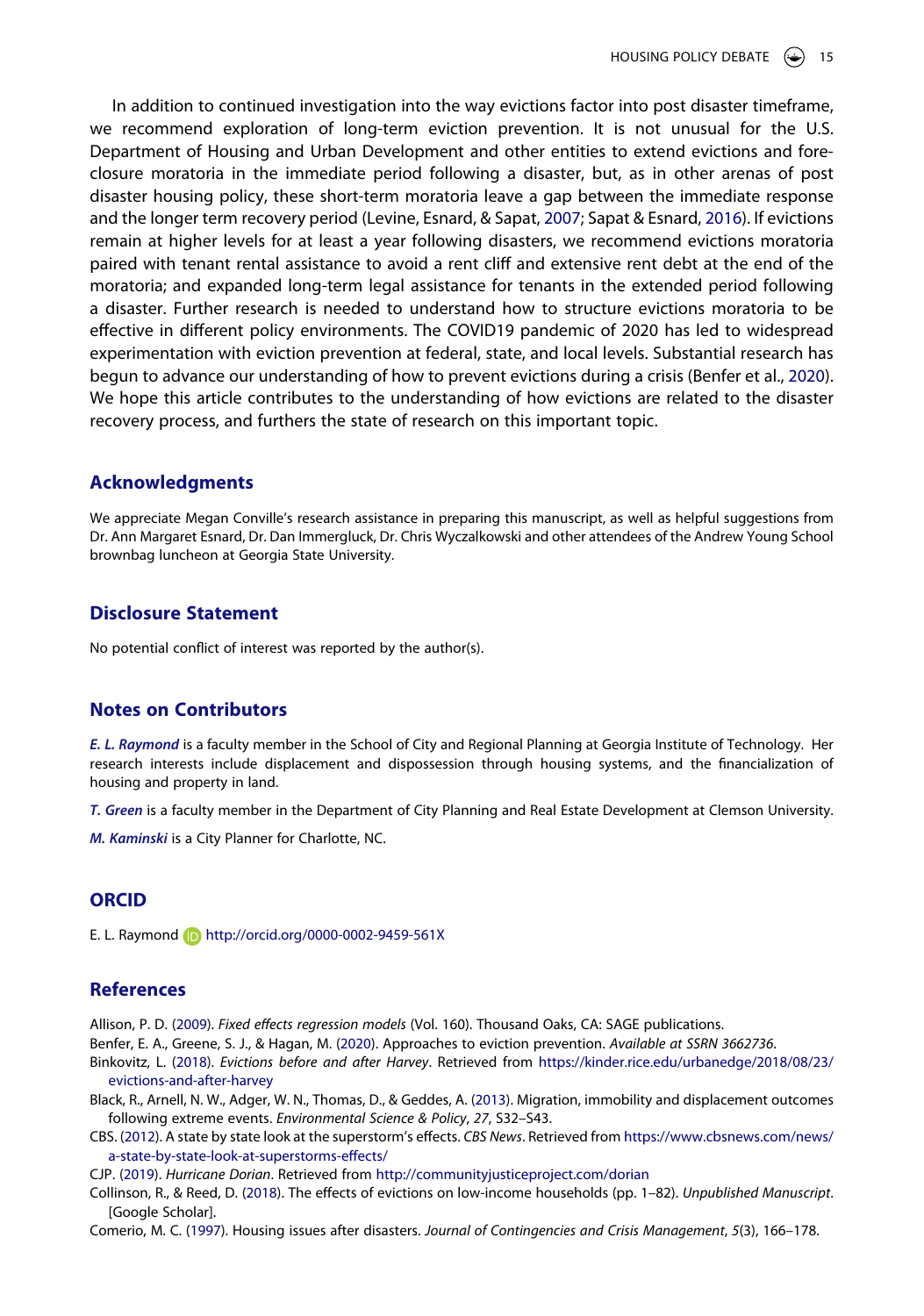In addition to continued investigation into the way evictions factor into post disaster timeframe, we recommend exploration of long-term eviction prevention. It is not unusual for the U.S. Department of Housing and Urban Development and other entities to extend evictions and foreclosure moratoria in the immediate period following a disaster, but, as in other arenas of post disaster housing policy, these short-term moratoria leave a gap between the immediate response and the longer term recovery period (Levine, Esnard, & Sapat, 2007; Sapat & Esnard, 2016). If evictions remain at higher levels for at least a year following disasters, we recommend evictions moratoria paired with tenant rental assistance to avoid a rent cliff and extensive rent debt at the end of the moratoria; and expanded long-term legal assistance for tenants in the extended period following a disaster. Further research is needed to understand how to structure evictions moratoria to be effective in different policy environments. The COVID19 pandemic of 2020 has led to widespread experimentation with eviction prevention at federal, state, and local levels. Substantial research has begun to advance our understanding of how to prevent evictions during a crisis (Benfer et al., 2020). We hope this article contributes to the understanding of how evictions are related to the disaster recovery process, and furthers the state of research on this important topic.

## Acknowledgments

We appreciate Megan Conville's research assistance in preparing this manuscript, as well as helpful suggestions from Dr. Ann Margaret Esnard, Dr. Dan Immergluck, Dr. Chris Wyczalkowski and other attendees of the Andrew Young School brownbag luncheon at Georgia State University.

## Disclosure Statement

No potential conflict of interest was reported by the author(s).

## Notes on Contributors

***E. L. Raymond*** is a faculty member in the School of City and Regional Planning at Georgia Institute of Technology. Her research interests include displacement and dispossession through housing systems, and the financialization of housing and property in land.

***T. Green*** is a faculty member in the Department of City Planning and Real Estate Development at Clemson University.

***M. Kaminski*** is a City Planner for Charlotte, NC.

## ORCID

E. L. Raymond http://orcid.org/0000-0002-9459-561X

## References

Allison, P. D. (2009). *Fixed effects regression models* (Vol. 160). Thousand Oaks, CA: SAGE publications.

Benfer, E. A., Greene, S. J., & Hagan, M. (2020). Approaches to eviction prevention. *Available at SSRN 3662736*.

Binkovitz, L. (2018). *Evictions before and after Harvey*. Retrieved from https://kinder.rice.edu/urbanedge/2018/08/23/evictions-and-after-harvey

Black, R., Arnell, N. W., Adger, W. N., Thomas, D., & Geddes, A. (2013). Migration, immobility and displacement outcomes following extreme events. *Environmental Science & Policy*, *27*, S32–S43.

CBS. (2012). A state by state look at the superstorm's effects. *CBS News*. Retrieved from https://www.cbsnews.com/news/a-state-by-state-look-at-superstorms-effects/

CJP. (2019). *Hurricane Dorian*. Retrieved from http://communityjusticeproject.com/dorian

Collinson, R., & Reed, D. (2018). The effects of evictions on low-income households (pp. 1–82). *Unpublished Manuscript*. [Google Scholar].

Comerio, M. C. (1997). Housing issues after disasters. *Journal of Contingencies and Crisis Management*, *5*(3), 166–178.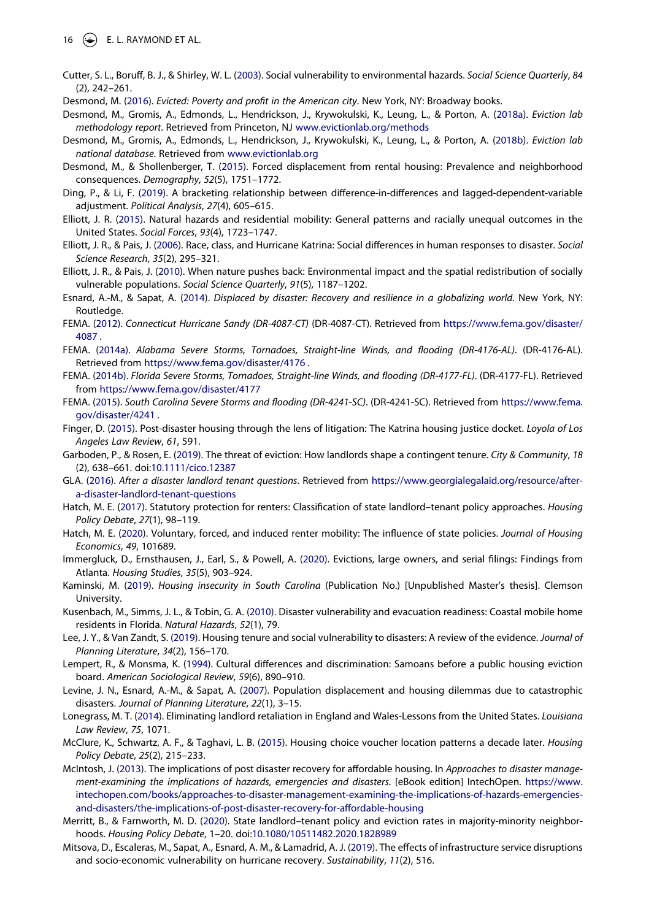Cutter, S. L., Boruff, B. J., & Shirley, W. L. (2003). Social vulnerability to environmental hazards. *Social Science Quarterly*, *84* (2), 242–261.

Desmond, M. (2016). *Evicted: Poverty and profit in the American city*. New York, NY: Broadway books.

Desmond, M., Gromis, A., Edmonds, L., Hendrickson, J., Krywokulski, K., Leung, L., & Porton, A. (2018a). *Eviction lab methodology report*. Retrieved from Princeton, NJ www.evictionlab.org/methods

Desmond, M., Gromis, A., Edmonds, L., Hendrickson, J., Krywokulski, K., Leung, L., & Porton, A. (2018b). *Eviction lab national database*. Retrieved from www.evictionlab.org

Desmond, M., & Shollenberger, T. (2015). Forced displacement from rental housing: Prevalence and neighborhood consequences. *Demography*, *52*(5), 1751–1772.

Ding, P., & Li, F. (2019). A bracketing relationship between difference-in-differences and lagged-dependent-variable adjustment. *Political Analysis*, *27*(4), 605–615.

Elliott, J. R. (2015). Natural hazards and residential mobility: General patterns and racially unequal outcomes in the United States. *Social Forces*, *93*(4), 1723–1747.

Elliott, J. R., & Pais, J. (2006). Race, class, and Hurricane Katrina: Social differences in human responses to disaster. *Social Science Research*, *35*(2), 295–321.

Elliott, J. R., & Pais, J. (2010). When nature pushes back: Environmental impact and the spatial redistribution of socially vulnerable populations. *Social Science Quarterly*, *91*(5), 1187–1202.

Esnard, A.-M., & Sapat, A. (2014). *Displaced by disaster: Recovery and resilience in a globalizing world*. New York, NY: Routledge.

FEMA. (2012). *Connecticut Hurricane Sandy (DR-4087-CT)* (DR-4087-CT). Retrieved from https://www.fema.gov/disaster/4087 .

FEMA. (2014a). *Alabama Severe Storms, Tornadoes, Straight-line Winds, and flooding (DR-4176-AL)*. (DR-4176-AL). Retrieved from https://www.fema.gov/disaster/4176 .

FEMA. (2014b). *Florida Severe Storms, Tornadoes, Straight-line Winds, and flooding (DR-4177-FL)*. (DR-4177-FL). Retrieved from https://www.fema.gov/disaster/4177

FEMA. (2015). *South Carolina Severe Storms and flooding (DR-4241-SC)*. (DR-4241-SC). Retrieved from https://www.fema.gov/disaster/4241 .

Finger, D. (2015). Post-disaster housing through the lens of litigation: The Katrina housing justice docket. *Loyola of Los Angeles Law Review*, *61*, 591.

Garboden, P., & Rosen, E. (2019). The threat of eviction: How landlords shape a contingent tenure. *City & Community*, *18* (2), 638–661. doi:10.1111/cico.12387

GLA. (2016). *After a disaster landlord tenant questions*. Retrieved from https://www.georgialegalaid.org/resource/after-a-disaster-landlord-tenant-questions

Hatch, M. E. (2017). Statutory protection for renters: Classification of state landlord–tenant policy approaches. *Housing Policy Debate*, *27*(1), 98–119.

Hatch, M. E. (2020). Voluntary, forced, and induced renter mobility: The influence of state policies. *Journal of Housing Economics*, *49*, 101689.

Immergluck, D., Ernsthausen, J., Earl, S., & Powell, A. (2020). Evictions, large owners, and serial filings: Findings from Atlanta. *Housing Studies*, *35*(5), 903–924.

Kaminski, M. (2019). *Housing insecurity in South Carolina* (Publication No.) [Unpublished Master's thesis]. Clemson University.

Kusenbach, M., Simms, J. L., & Tobin, G. A. (2010). Disaster vulnerability and evacuation readiness: Coastal mobile home residents in Florida. *Natural Hazards*, *52*(1), 79.

Lee, J. Y., & Van Zandt, S. (2019). Housing tenure and social vulnerability to disasters: A review of the evidence. *Journal of Planning Literature*, *34*(2), 156–170.

Lempert, R., & Monsma, K. (1994). Cultural differences and discrimination: Samoans before a public housing eviction board. *American Sociological Review*, *59*(6), 890–910.

Levine, J. N., Esnard, A.-M., & Sapat, A. (2007). Population displacement and housing dilemmas due to catastrophic disasters. *Journal of Planning Literature*, *22*(1), 3–15.

Lonegrass, M. T. (2014). Eliminating landlord retaliation in England and Wales-Lessons from the United States. *Louisiana Law Review*, *75*, 1071.

McClure, K., Schwartz, A. F., & Taghavi, L. B. (2015). Housing choice voucher location patterns a decade later. *Housing Policy Debate*, *25*(2), 215–233.

McIntosh, J. (2013). The implications of post disaster recovery for affordable housing. In *Approaches to disaster management-examining the implications of hazards, emergencies and disasters*. [eBook edition] IntechOpen. https://www.intechopen.com/books/approaches-to-disaster-management-examining-the-implications-of-hazards-emergencies-and-disasters/the-implications-of-post-disaster-recovery-for-affordable-housing

Merritt, B., & Farnworth, M. D. (2020). State landlord–tenant policy and eviction rates in majority-minority neighborhoods. *Housing Policy Debate*, 1–20. doi:10.1080/10511482.2020.1828989

Mitsova, D., Escaleras, M., Sapat, A., Esnard, A. M., & Lamadrid, A. J. (2019). The effects of infrastructure service disruptions and socio-economic vulnerability on hurricane recovery. *Sustainability*, *11*(2), 516.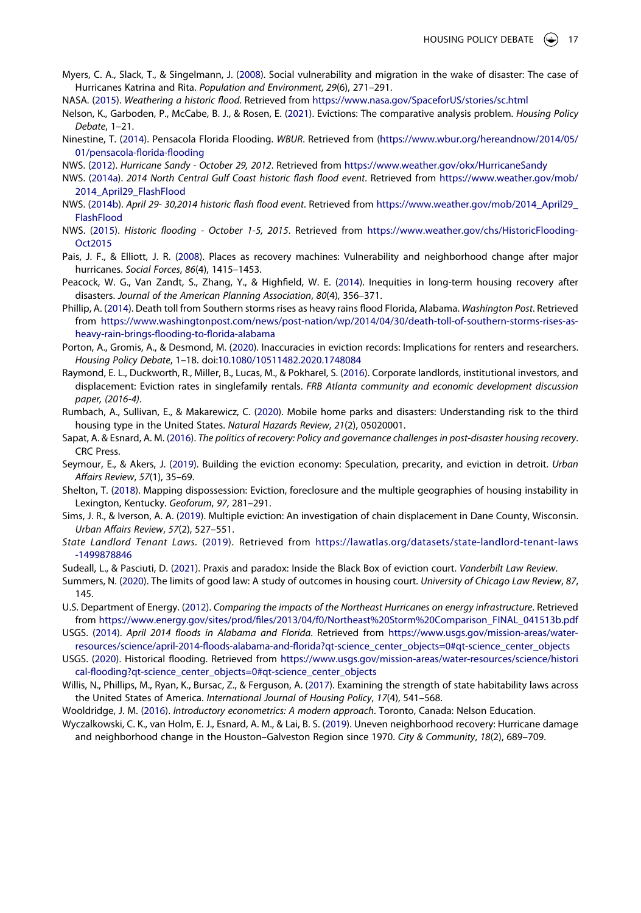Myers, C. A., Slack, T., & Singelmann, J. (2008). Social vulnerability and migration in the wake of disaster: The case of Hurricanes Katrina and Rita. *Population and Environment*, *29*(6), 271–291.

NASA. (2015). *Weathering a historic flood*. Retrieved from https://www.nasa.gov/SpaceforUS/stories/sc.html

Nelson, K., Garboden, P., McCabe, B. J., & Rosen, E. (2021). Evictions: The comparative analysis problem. *Housing Policy Debate*, 1–21.

Ninestine, T. (2014). Pensacola Florida Flooding. *WBUR*. Retrieved from (https://www.wbur.org/hereandnow/2014/05/01/pensacola-florida-flooding

NWS. (2012). *Hurricane Sandy - October 29, 2012*. Retrieved from https://www.weather.gov/okx/HurricaneSandy

NWS. (2014a). *2014 North Central Gulf Coast historic flash flood event*. Retrieved from https://www.weather.gov/mob/2014_April29_FlashFlood

NWS. (2014b). *April 29- 30,2014 historic flash flood event*. Retrieved from https://www.weather.gov/mob/2014_April29_FlashFlood

NWS. (2015). *Historic flooding - October 1-5, 2015*. Retrieved from https://www.weather.gov/chs/HistoricFlooding-Oct2015

Pais, J. F., & Elliott, J. R. (2008). Places as recovery machines: Vulnerability and neighborhood change after major hurricanes. *Social Forces*, *86*(4), 1415–1453.

Peacock, W. G., Van Zandt, S., Zhang, Y., & Highfield, W. E. (2014). Inequities in long-term housing recovery after disasters. *Journal of the American Planning Association*, *80*(4), 356–371.

Phillip, A. (2014). Death toll from Southern storms rises as heavy rains flood Florida, Alabama. *Washington Post*. Retrieved from https://www.washingtonpost.com/news/post-nation/wp/2014/04/30/death-toll-of-southern-storms-rises-as-heavy-rain-brings-flooding-to-florida-alabama

Porton, A., Gromis, A., & Desmond, M. (2020). Inaccuracies in eviction records: Implications for renters and researchers. *Housing Policy Debate*, 1–18. doi:10.1080/10511482.2020.1748084

Raymond, E. L., Duckworth, R., Miller, B., Lucas, M., & Pokharel, S. (2016). Corporate landlords, institutional investors, and displacement: Eviction rates in singlefamily rentals. *FRB Atlanta community and economic development discussion paper, (2016-4)*.

Rumbach, A., Sullivan, E., & Makarewicz, C. (2020). Mobile home parks and disasters: Understanding risk to the third housing type in the United States. *Natural Hazards Review*, *21*(2), 05020001.

Sapat, A. & Esnard, A. M. (2016). *The politics of recovery: Policy and governance challenges in post-disaster housing recovery*. CRC Press.

Seymour, E., & Akers, J. (2019). Building the eviction economy: Speculation, precarity, and eviction in detroit. *Urban Affairs Review*, *57*(1), 35–69.

Shelton, T. (2018). Mapping dispossession: Eviction, foreclosure and the multiple geographies of housing instability in Lexington, Kentucky. *Geoforum*, *97*, 281–291.

Sims, J. R., & Iverson, A. A. (2019). Multiple eviction: An investigation of chain displacement in Dane County, Wisconsin. *Urban Affairs Review*, *57*(2), 527–551.

*State Landlord Tenant Laws*. (2019). Retrieved from https://lawatlas.org/datasets/state-landlord-tenant-laws-1499878846

Sudeall, L., & Pasciuti, D. (2021). Praxis and paradox: Inside the Black Box of eviction court. *Vanderbilt Law Review*.

Summers, N. (2020). The limits of good law: A study of outcomes in housing court. *University of Chicago Law Review*, *87*, 145.

U.S. Department of Energy. (2012). *Comparing the impacts of the Northeast Hurricanes on energy infrastructure*. Retrieved from https://www.energy.gov/sites/prod/files/2013/04/f0/Northeast%20Storm%20Comparison_FINAL_041513b.pdf

USGS. (2014). *April 2014 floods in Alabama and Florida*. Retrieved from https://www.usgs.gov/mission-areas/water-resources/science/april-2014-floods-alabama-and-florida?qt-science_center_objects=0#qt-science_center_objects

USGS. (2020). Historical flooding. Retrieved from https://www.usgs.gov/mission-areas/water-resources/science/historical-flooding?qt-science_center_objects=0#qt-science_center_objects

Willis, N., Phillips, M., Ryan, K., Bursac, Z., & Ferguson, A. (2017). Examining the strength of state habitability laws across the United States of America. *International Journal of Housing Policy*, *17*(4), 541–568.

Wooldridge, J. M. (2016). *Introductory econometrics: A modern approach*. Toronto, Canada: Nelson Education.

Wyczalkowski, C. K., van Holm, E. J., Esnard, A. M., & Lai, B. S. (2019). Uneven neighborhood recovery: Hurricane damage and neighborhood change in the Houston–Galveston Region since 1970. *City & Community*, *18*(2), 689–709.